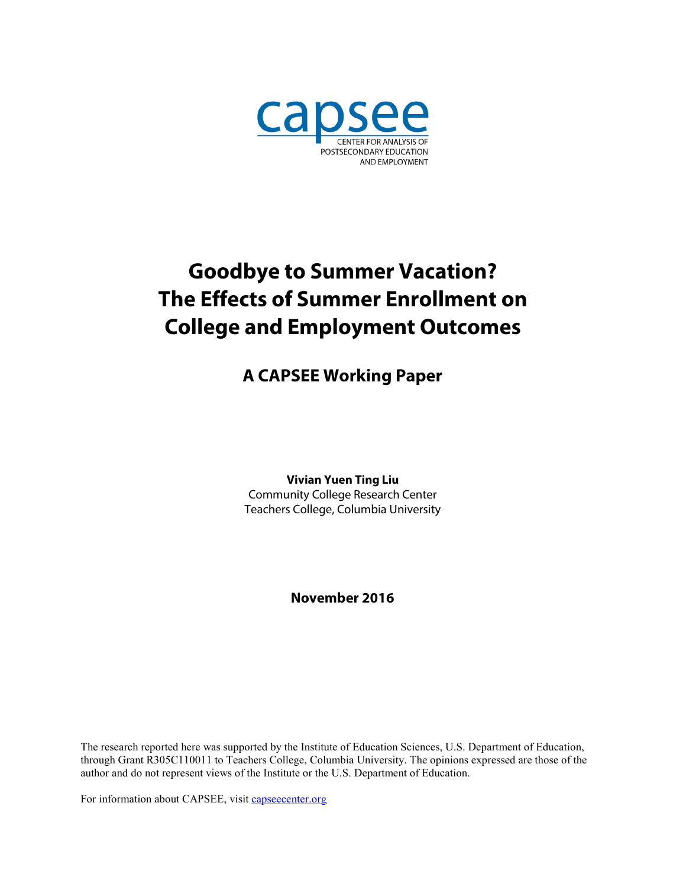capsee

CENTER FOR ANALYSIS OF POSTSECONDARY EDUCATION AND EMPLOYMENT

# Goodbye to Summer Vacation? The Effects of Summer Enrollment on College and Employment Outcomes

## A CAPSEE Working Paper

**Vivian Yuen Ting Liu**
Community College Research Center
Teachers College, Columbia University

**November 2016**

The research reported here was supported by the Institute of Education Sciences, U.S. Department of Education, through Grant R305C110011 to Teachers College, Columbia University. The opinions expressed are those of the author and do not represent views of the Institute or the U.S. Department of Education.

For information about CAPSEE, visit capseecenter.org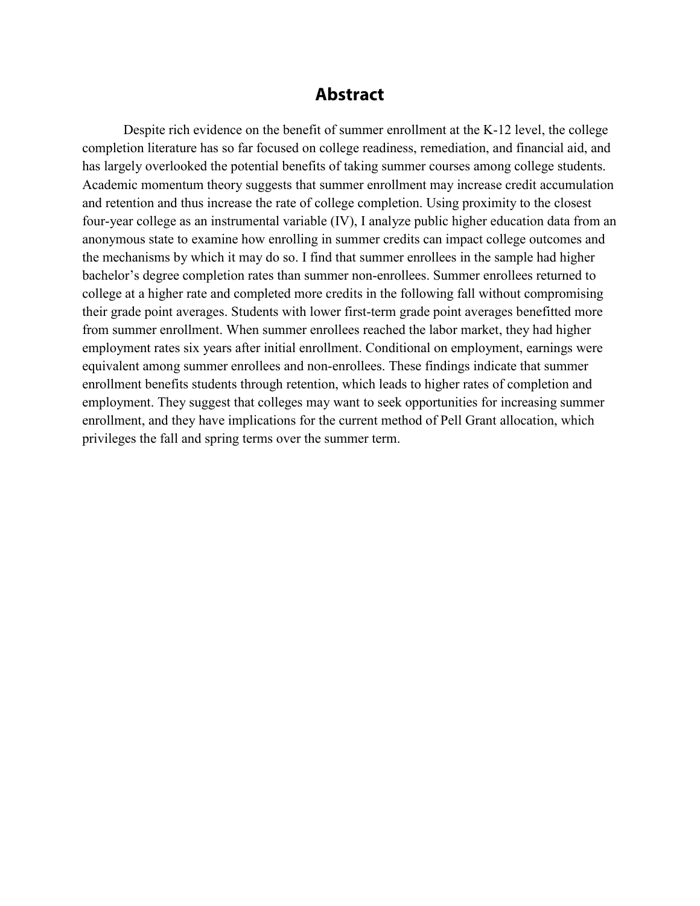# Abstract

Despite rich evidence on the benefit of summer enrollment at the K-12 level, the college completion literature has so far focused on college readiness, remediation, and financial aid, and has largely overlooked the potential benefits of taking summer courses among college students. Academic momentum theory suggests that summer enrollment may increase credit accumulation and retention and thus increase the rate of college completion. Using proximity to the closest four-year college as an instrumental variable (IV), I analyze public higher education data from an anonymous state to examine how enrolling in summer credits can impact college outcomes and the mechanisms by which it may do so. I find that summer enrollees in the sample had higher bachelor's degree completion rates than summer non-enrollees. Summer enrollees returned to college at a higher rate and completed more credits in the following fall without compromising their grade point averages. Students with lower first-term grade point averages benefitted more from summer enrollment. When summer enrollees reached the labor market, they had higher employment rates six years after initial enrollment. Conditional on employment, earnings were equivalent among summer enrollees and non-enrollees. These findings indicate that summer enrollment benefits students through retention, which leads to higher rates of completion and employment. They suggest that colleges may want to seek opportunities for increasing summer enrollment, and they have implications for the current method of Pell Grant allocation, which privileges the fall and spring terms over the summer term.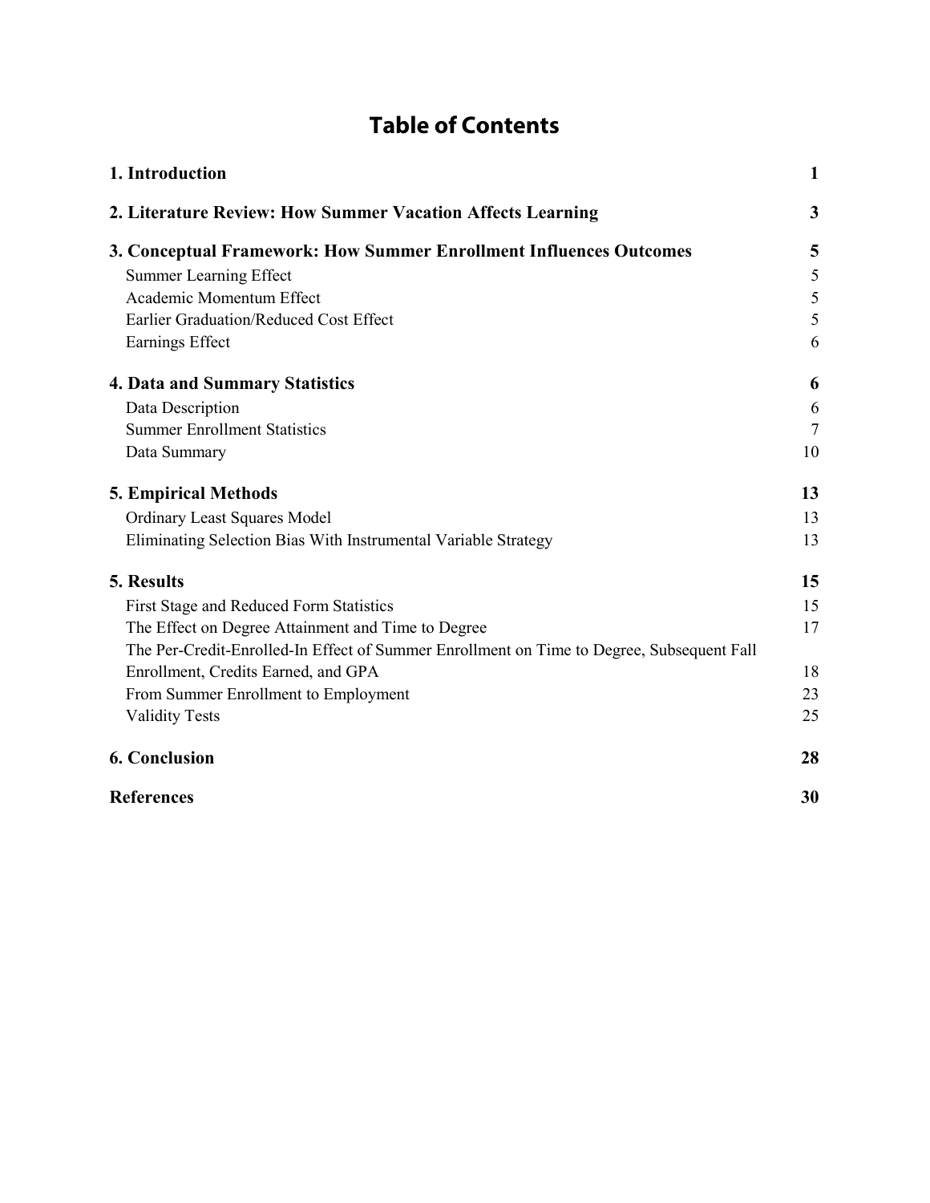# Table of Contents

| | |
|---|---|
| **1. Introduction** | **1** |
| **2. Literature Review: How Summer Vacation Affects Learning** | **3** |
| **3. Conceptual Framework: How Summer Enrollment Influences Outcomes** | **5** |
| Summer Learning Effect | 5 |
| Academic Momentum Effect | 5 |
| Earlier Graduation/Reduced Cost Effect | 5 |
| Earnings Effect | 6 |
| **4. Data and Summary Statistics** | **6** |
| Data Description | 6 |
| Summer Enrollment Statistics | 7 |
| Data Summary | 10 |
| **5. Empirical Methods** | **13** |
| Ordinary Least Squares Model | 13 |
| Eliminating Selection Bias With Instrumental Variable Strategy | 13 |
| **5. Results** | **15** |
| First Stage and Reduced Form Statistics | 15 |
| The Effect on Degree Attainment and Time to Degree | 17 |
| The Per-Credit-Enrolled-In Effect of Summer Enrollment on Time to Degree, Subsequent Fall Enrollment, Credits Earned, and GPA | 18 |
| From Summer Enrollment to Employment | 23 |
| Validity Tests | 25 |
| **6. Conclusion** | **28** |
| **References** | **30** |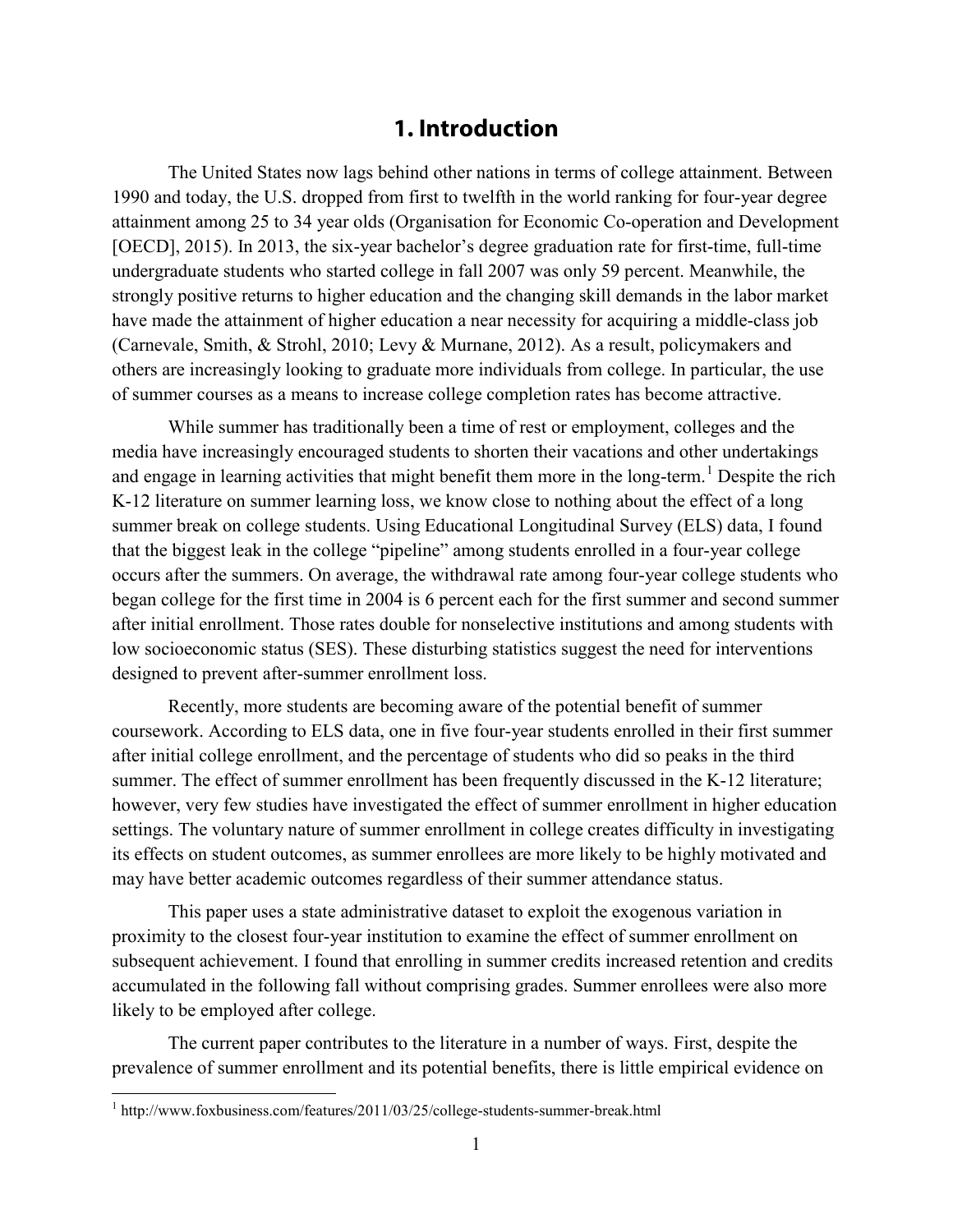# 1. Introduction

The United States now lags behind other nations in terms of college attainment. Between 1990 and today, the U.S. dropped from first to twelfth in the world ranking for four-year degree attainment among 25 to 34 year olds (Organisation for Economic Co-operation and Development [OECD], 2015). In 2013, the six-year bachelor's degree graduation rate for first-time, full-time undergraduate students who started college in fall 2007 was only 59 percent. Meanwhile, the strongly positive returns to higher education and the changing skill demands in the labor market have made the attainment of higher education a near necessity for acquiring a middle-class job (Carnevale, Smith, & Strohl, 2010; Levy & Murnane, 2012). As a result, policymakers and others are increasingly looking to graduate more individuals from college. In particular, the use of summer courses as a means to increase college completion rates has become attractive.

While summer has traditionally been a time of rest or employment, colleges and the media have increasingly encouraged students to shorten their vacations and other undertakings and engage in learning activities that might benefit them more in the long-term.[1] Despite the rich K-12 literature on summer learning loss, we know close to nothing about the effect of a long summer break on college students. Using Educational Longitudinal Survey (ELS) data, I found that the biggest leak in the college "pipeline" among students enrolled in a four-year college occurs after the summers. On average, the withdrawal rate among four-year college students who began college for the first time in 2004 is 6 percent each for the first summer and second summer after initial enrollment. Those rates double for nonselective institutions and among students with low socioeconomic status (SES). These disturbing statistics suggest the need for interventions designed to prevent after-summer enrollment loss.

Recently, more students are becoming aware of the potential benefit of summer coursework. According to ELS data, one in five four-year students enrolled in their first summer after initial college enrollment, and the percentage of students who did so peaks in the third summer. The effect of summer enrollment has been frequently discussed in the K-12 literature; however, very few studies have investigated the effect of summer enrollment in higher education settings. The voluntary nature of summer enrollment in college creates difficulty in investigating its effects on student outcomes, as summer enrollees are more likely to be highly motivated and may have better academic outcomes regardless of their summer attendance status.

This paper uses a state administrative dataset to exploit the exogenous variation in proximity to the closest four-year institution to examine the effect of summer enrollment on subsequent achievement. I found that enrolling in summer credits increased retention and credits accumulated in the following fall without comprising grades. Summer enrollees were also more likely to be employed after college.

The current paper contributes to the literature in a number of ways. First, despite the prevalence of summer enrollment and its potential benefits, there is little empirical evidence on

[1] http://www.foxbusiness.com/features/2011/03/25/college-students-summer-break.html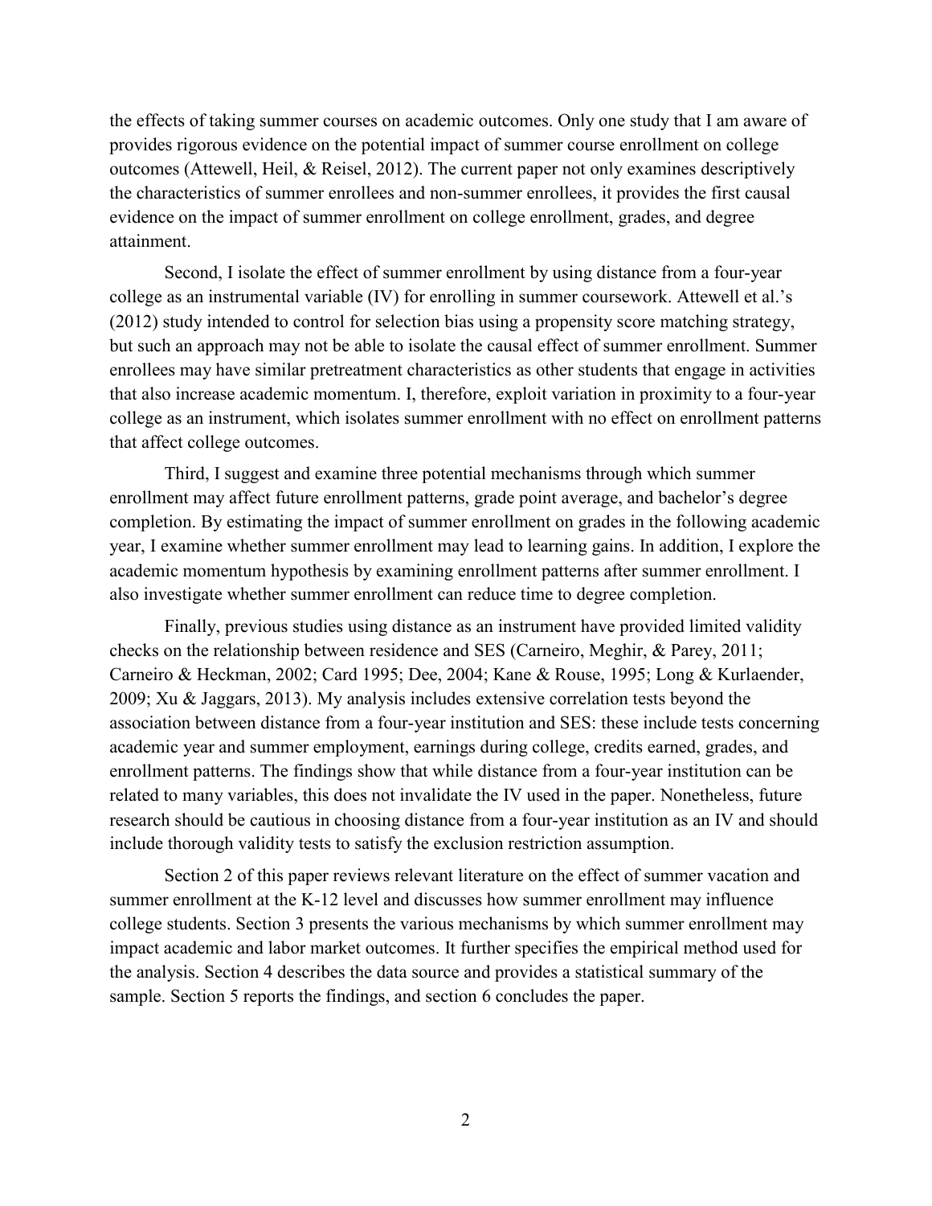the effects of taking summer courses on academic outcomes. Only one study that I am aware of provides rigorous evidence on the potential impact of summer course enrollment on college outcomes (Attewell, Heil, & Reisel, 2012). The current paper not only examines descriptively the characteristics of summer enrollees and non-summer enrollees, it provides the first causal evidence on the impact of summer enrollment on college enrollment, grades, and degree attainment.

Second, I isolate the effect of summer enrollment by using distance from a four-year college as an instrumental variable (IV) for enrolling in summer coursework. Attewell et al.'s (2012) study intended to control for selection bias using a propensity score matching strategy, but such an approach may not be able to isolate the causal effect of summer enrollment. Summer enrollees may have similar pretreatment characteristics as other students that engage in activities that also increase academic momentum. I, therefore, exploit variation in proximity to a four-year college as an instrument, which isolates summer enrollment with no effect on enrollment patterns that affect college outcomes.

Third, I suggest and examine three potential mechanisms through which summer enrollment may affect future enrollment patterns, grade point average, and bachelor's degree completion. By estimating the impact of summer enrollment on grades in the following academic year, I examine whether summer enrollment may lead to learning gains. In addition, I explore the academic momentum hypothesis by examining enrollment patterns after summer enrollment. I also investigate whether summer enrollment can reduce time to degree completion.

Finally, previous studies using distance as an instrument have provided limited validity checks on the relationship between residence and SES (Carneiro, Meghir, & Parey, 2011; Carneiro & Heckman, 2002; Card 1995; Dee, 2004; Kane & Rouse, 1995; Long & Kurlaender, 2009; Xu & Jaggars, 2013). My analysis includes extensive correlation tests beyond the association between distance from a four-year institution and SES: these include tests concerning academic year and summer employment, earnings during college, credits earned, grades, and enrollment patterns. The findings show that while distance from a four-year institution can be related to many variables, this does not invalidate the IV used in the paper. Nonetheless, future research should be cautious in choosing distance from a four-year institution as an IV and should include thorough validity tests to satisfy the exclusion restriction assumption.

Section 2 of this paper reviews relevant literature on the effect of summer vacation and summer enrollment at the K-12 level and discusses how summer enrollment may influence college students. Section 3 presents the various mechanisms by which summer enrollment may impact academic and labor market outcomes. It further specifies the empirical method used for the analysis. Section 4 describes the data source and provides a statistical summary of the sample. Section 5 reports the findings, and section 6 concludes the paper.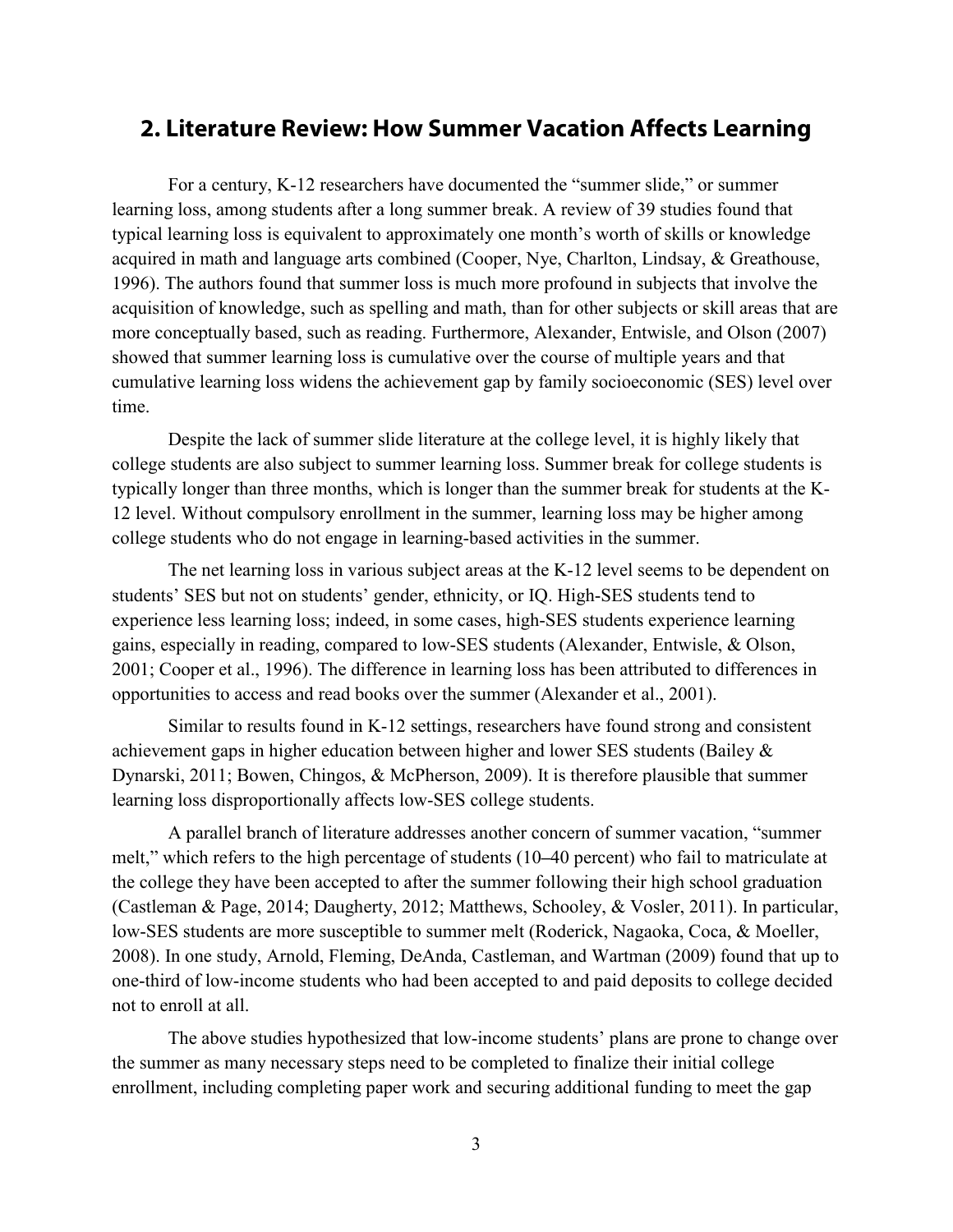## 2. Literature Review: How Summer Vacation Affects Learning

For a century, K-12 researchers have documented the "summer slide," or summer learning loss, among students after a long summer break. A review of 39 studies found that typical learning loss is equivalent to approximately one month's worth of skills or knowledge acquired in math and language arts combined (Cooper, Nye, Charlton, Lindsay, & Greathouse, 1996). The authors found that summer loss is much more profound in subjects that involve the acquisition of knowledge, such as spelling and math, than for other subjects or skill areas that are more conceptually based, such as reading. Furthermore, Alexander, Entwisle, and Olson (2007) showed that summer learning loss is cumulative over the course of multiple years and that cumulative learning loss widens the achievement gap by family socioeconomic (SES) level over time.

Despite the lack of summer slide literature at the college level, it is highly likely that college students are also subject to summer learning loss. Summer break for college students is typically longer than three months, which is longer than the summer break for students at the K-12 level. Without compulsory enrollment in the summer, learning loss may be higher among college students who do not engage in learning-based activities in the summer.

The net learning loss in various subject areas at the K-12 level seems to be dependent on students' SES but not on students' gender, ethnicity, or IQ. High-SES students tend to experience less learning loss; indeed, in some cases, high-SES students experience learning gains, especially in reading, compared to low-SES students (Alexander, Entwisle, & Olson, 2001; Cooper et al., 1996). The difference in learning loss has been attributed to differences in opportunities to access and read books over the summer (Alexander et al., 2001).

Similar to results found in K-12 settings, researchers have found strong and consistent achievement gaps in higher education between higher and lower SES students (Bailey & Dynarski, 2011; Bowen, Chingos, & McPherson, 2009). It is therefore plausible that summer learning loss disproportionally affects low-SES college students.

A parallel branch of literature addresses another concern of summer vacation, "summer melt," which refers to the high percentage of students (10–40 percent) who fail to matriculate at the college they have been accepted to after the summer following their high school graduation (Castleman & Page, 2014; Daugherty, 2012; Matthews, Schooley, & Vosler, 2011). In particular, low-SES students are more susceptible to summer melt (Roderick, Nagaoka, Coca, & Moeller, 2008). In one study, Arnold, Fleming, DeAnda, Castleman, and Wartman (2009) found that up to one-third of low-income students who had been accepted to and paid deposits to college decided not to enroll at all.

The above studies hypothesized that low-income students' plans are prone to change over the summer as many necessary steps need to be completed to finalize their initial college enrollment, including completing paper work and securing additional funding to meet the gap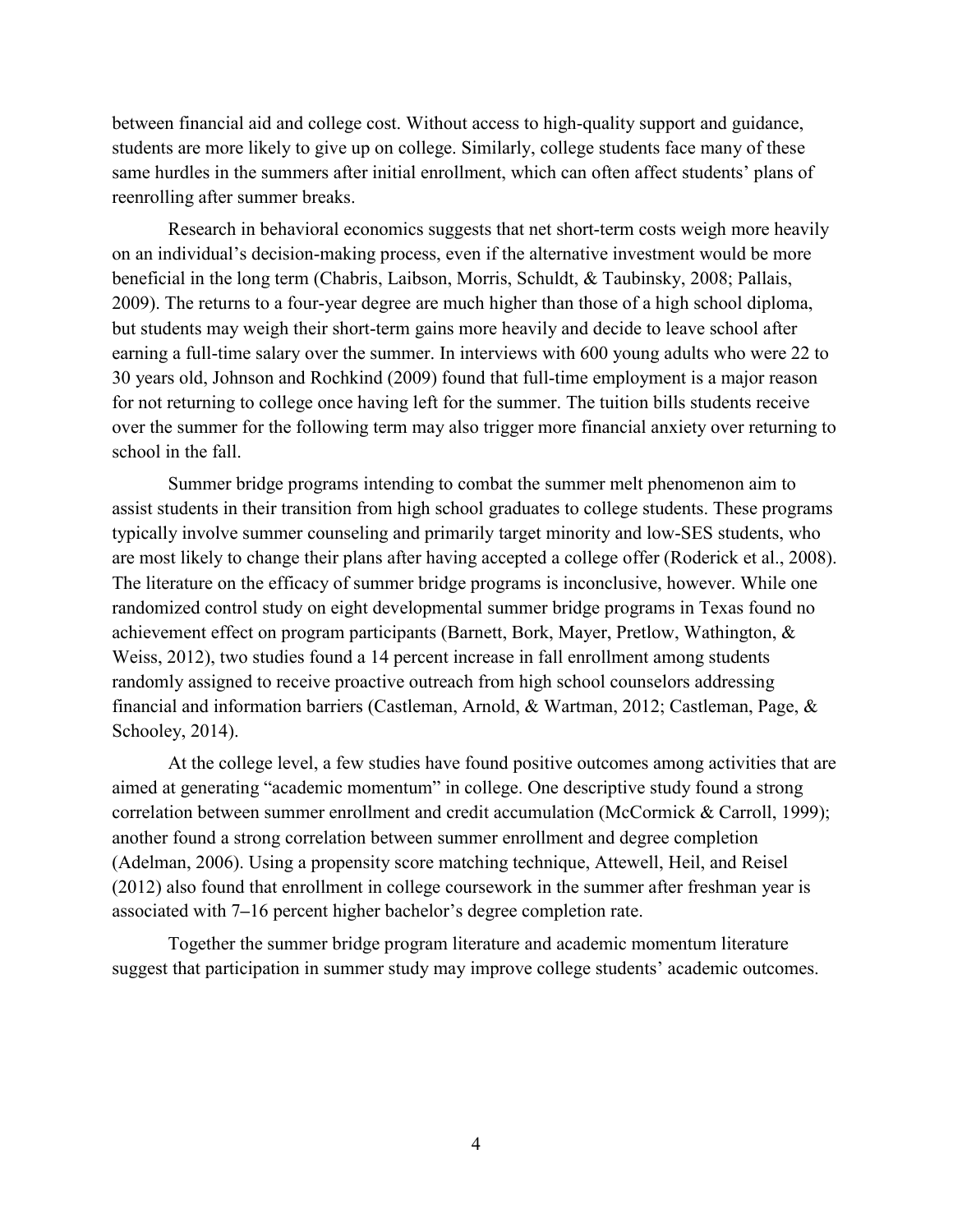between financial aid and college cost. Without access to high-quality support and guidance, students are more likely to give up on college. Similarly, college students face many of these same hurdles in the summers after initial enrollment, which can often affect students' plans of reenrolling after summer breaks.

Research in behavioral economics suggests that net short-term costs weigh more heavily on an individual's decision-making process, even if the alternative investment would be more beneficial in the long term (Chabris, Laibson, Morris, Schuldt, & Taubinsky, 2008; Pallais, 2009). The returns to a four-year degree are much higher than those of a high school diploma, but students may weigh their short-term gains more heavily and decide to leave school after earning a full-time salary over the summer. In interviews with 600 young adults who were 22 to 30 years old, Johnson and Rochkind (2009) found that full-time employment is a major reason for not returning to college once having left for the summer. The tuition bills students receive over the summer for the following term may also trigger more financial anxiety over returning to school in the fall.

Summer bridge programs intending to combat the summer melt phenomenon aim to assist students in their transition from high school graduates to college students. These programs typically involve summer counseling and primarily target minority and low-SES students, who are most likely to change their plans after having accepted a college offer (Roderick et al., 2008). The literature on the efficacy of summer bridge programs is inconclusive, however. While one randomized control study on eight developmental summer bridge programs in Texas found no achievement effect on program participants (Barnett, Bork, Mayer, Pretlow, Wathington, & Weiss, 2012), two studies found a 14 percent increase in fall enrollment among students randomly assigned to receive proactive outreach from high school counselors addressing financial and information barriers (Castleman, Arnold, & Wartman, 2012; Castleman, Page, & Schooley, 2014).

At the college level, a few studies have found positive outcomes among activities that are aimed at generating "academic momentum" in college. One descriptive study found a strong correlation between summer enrollment and credit accumulation (McCormick & Carroll, 1999); another found a strong correlation between summer enrollment and degree completion (Adelman, 2006). Using a propensity score matching technique, Attewell, Heil, and Reisel (2012) also found that enrollment in college coursework in the summer after freshman year is associated with 7–16 percent higher bachelor's degree completion rate.

Together the summer bridge program literature and academic momentum literature suggest that participation in summer study may improve college students' academic outcomes.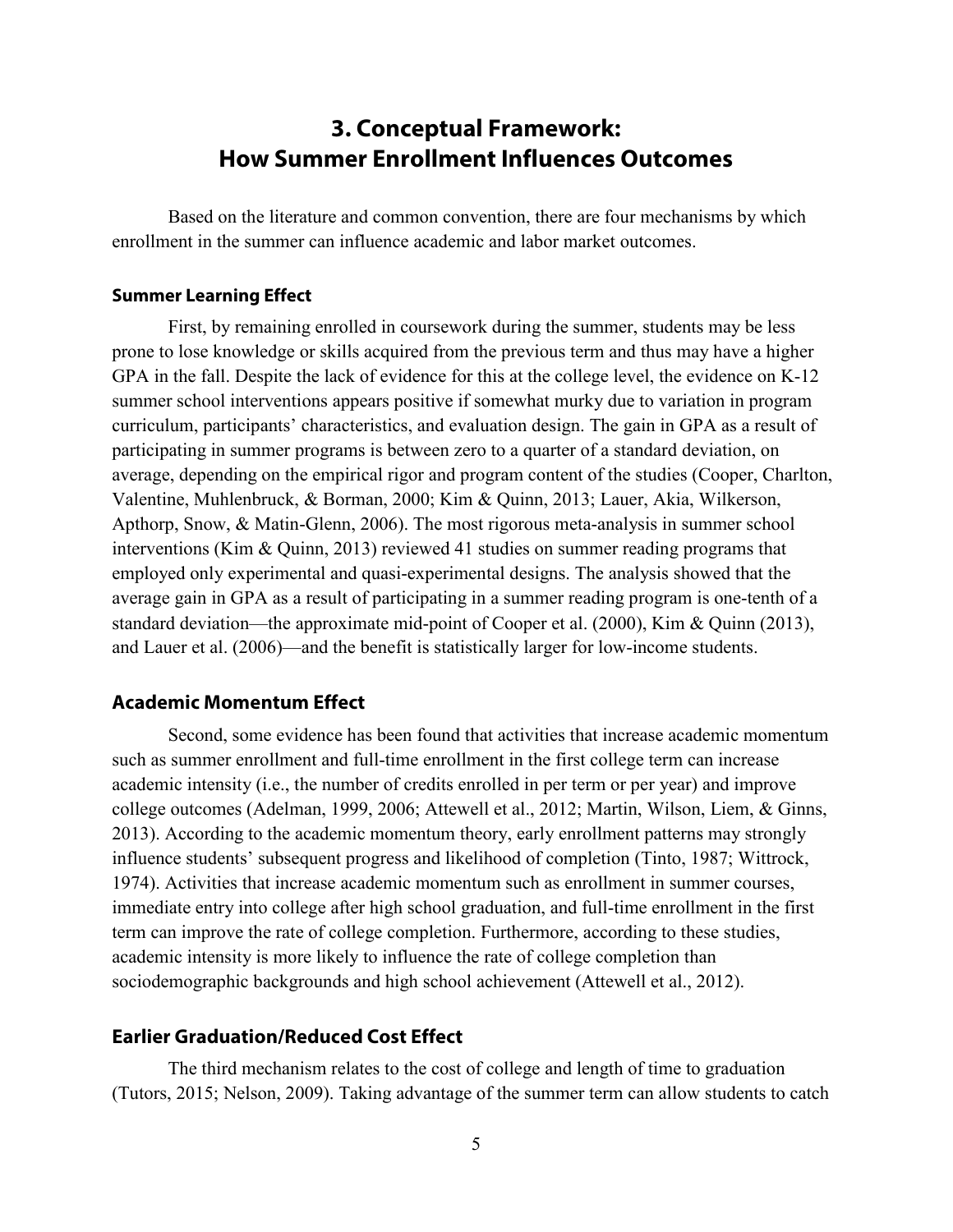## 3. Conceptual Framework: How Summer Enrollment Influences Outcomes

Based on the literature and common convention, there are four mechanisms by which enrollment in the summer can influence academic and labor market outcomes.

### Summer Learning Effect

First, by remaining enrolled in coursework during the summer, students may be less prone to lose knowledge or skills acquired from the previous term and thus may have a higher GPA in the fall. Despite the lack of evidence for this at the college level, the evidence on K-12 summer school interventions appears positive if somewhat murky due to variation in program curriculum, participants' characteristics, and evaluation design. The gain in GPA as a result of participating in summer programs is between zero to a quarter of a standard deviation, on average, depending on the empirical rigor and program content of the studies (Cooper, Charlton, Valentine, Muhlenbruck, & Borman, 2000; Kim & Quinn, 2013; Lauer, Akia, Wilkerson, Apthorp, Snow, & Matin-Glenn, 2006). The most rigorous meta-analysis in summer school interventions (Kim & Quinn, 2013) reviewed 41 studies on summer reading programs that employed only experimental and quasi-experimental designs. The analysis showed that the average gain in GPA as a result of participating in a summer reading program is one-tenth of a standard deviation—the approximate mid-point of Cooper et al. (2000), Kim & Quinn (2013), and Lauer et al. (2006)—and the benefit is statistically larger for low-income students.

### Academic Momentum Effect

Second, some evidence has been found that activities that increase academic momentum such as summer enrollment and full-time enrollment in the first college term can increase academic intensity (i.e., the number of credits enrolled in per term or per year) and improve college outcomes (Adelman, 1999, 2006; Attewell et al., 2012; Martin, Wilson, Liem, & Ginns, 2013). According to the academic momentum theory, early enrollment patterns may strongly influence students' subsequent progress and likelihood of completion (Tinto, 1987; Wittrock, 1974). Activities that increase academic momentum such as enrollment in summer courses, immediate entry into college after high school graduation, and full-time enrollment in the first term can improve the rate of college completion. Furthermore, according to these studies, academic intensity is more likely to influence the rate of college completion than sociodemographic backgrounds and high school achievement (Attewell et al., 2012).

### Earlier Graduation/Reduced Cost Effect

The third mechanism relates to the cost of college and length of time to graduation (Tutors, 2015; Nelson, 2009). Taking advantage of the summer term can allow students to catch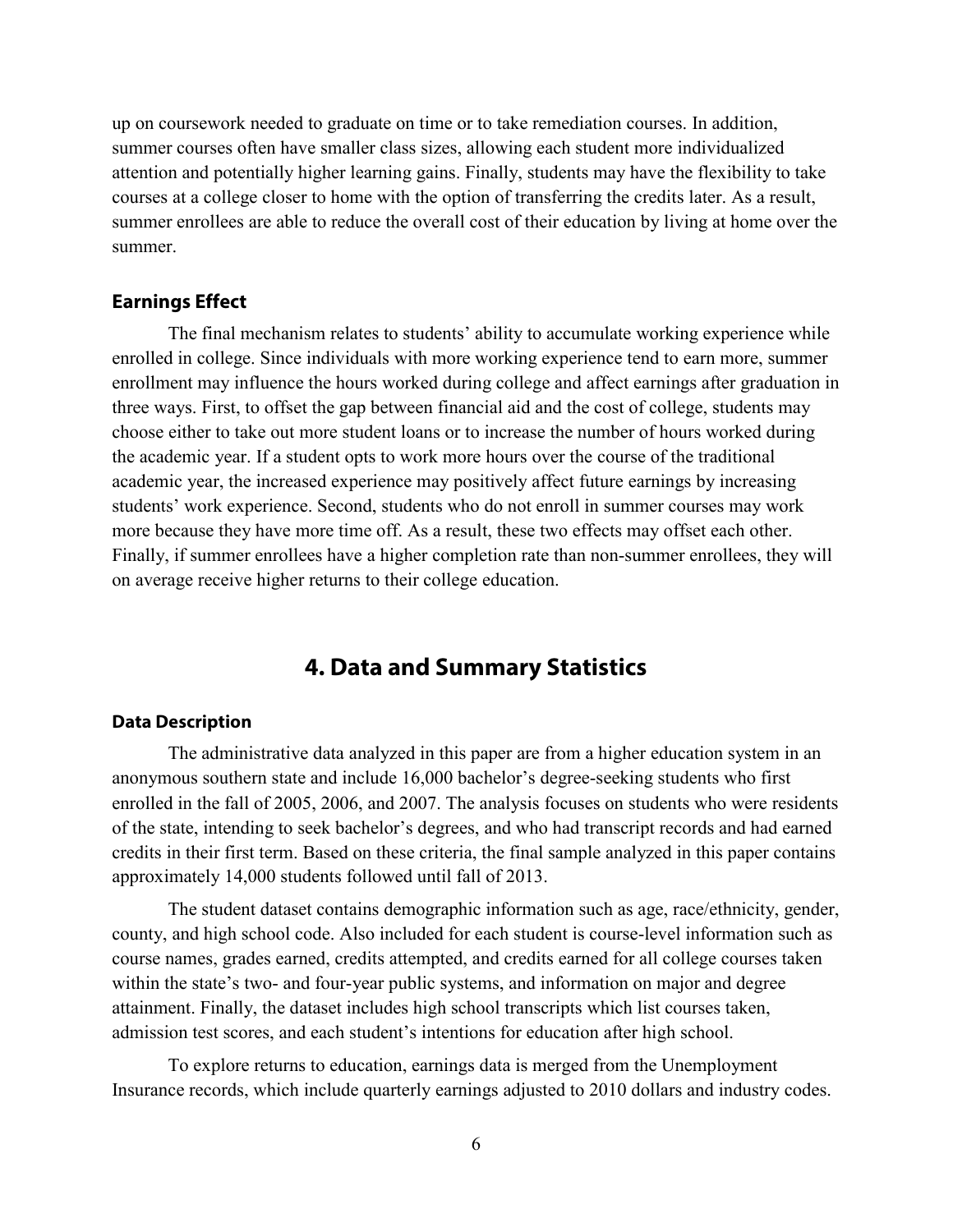up on coursework needed to graduate on time or to take remediation courses. In addition, summer courses often have smaller class sizes, allowing each student more individualized attention and potentially higher learning gains. Finally, students may have the flexibility to take courses at a college closer to home with the option of transferring the credits later. As a result, summer enrollees are able to reduce the overall cost of their education by living at home over the summer.

### Earnings Effect

The final mechanism relates to students' ability to accumulate working experience while enrolled in college. Since individuals with more working experience tend to earn more, summer enrollment may influence the hours worked during college and affect earnings after graduation in three ways. First, to offset the gap between financial aid and the cost of college, students may choose either to take out more student loans or to increase the number of hours worked during the academic year. If a student opts to work more hours over the course of the traditional academic year, the increased experience may positively affect future earnings by increasing students' work experience. Second, students who do not enroll in summer courses may work more because they have more time off. As a result, these two effects may offset each other. Finally, if summer enrollees have a higher completion rate than non-summer enrollees, they will on average receive higher returns to their college education.

## 4. Data and Summary Statistics

### Data Description

The administrative data analyzed in this paper are from a higher education system in an anonymous southern state and include 16,000 bachelor's degree-seeking students who first enrolled in the fall of 2005, 2006, and 2007. The analysis focuses on students who were residents of the state, intending to seek bachelor's degrees, and who had transcript records and had earned credits in their first term. Based on these criteria, the final sample analyzed in this paper contains approximately 14,000 students followed until fall of 2013.

The student dataset contains demographic information such as age, race/ethnicity, gender, county, and high school code. Also included for each student is course-level information such as course names, grades earned, credits attempted, and credits earned for all college courses taken within the state's two- and four-year public systems, and information on major and degree attainment. Finally, the dataset includes high school transcripts which list courses taken, admission test scores, and each student's intentions for education after high school.

To explore returns to education, earnings data is merged from the Unemployment Insurance records, which include quarterly earnings adjusted to 2010 dollars and industry codes.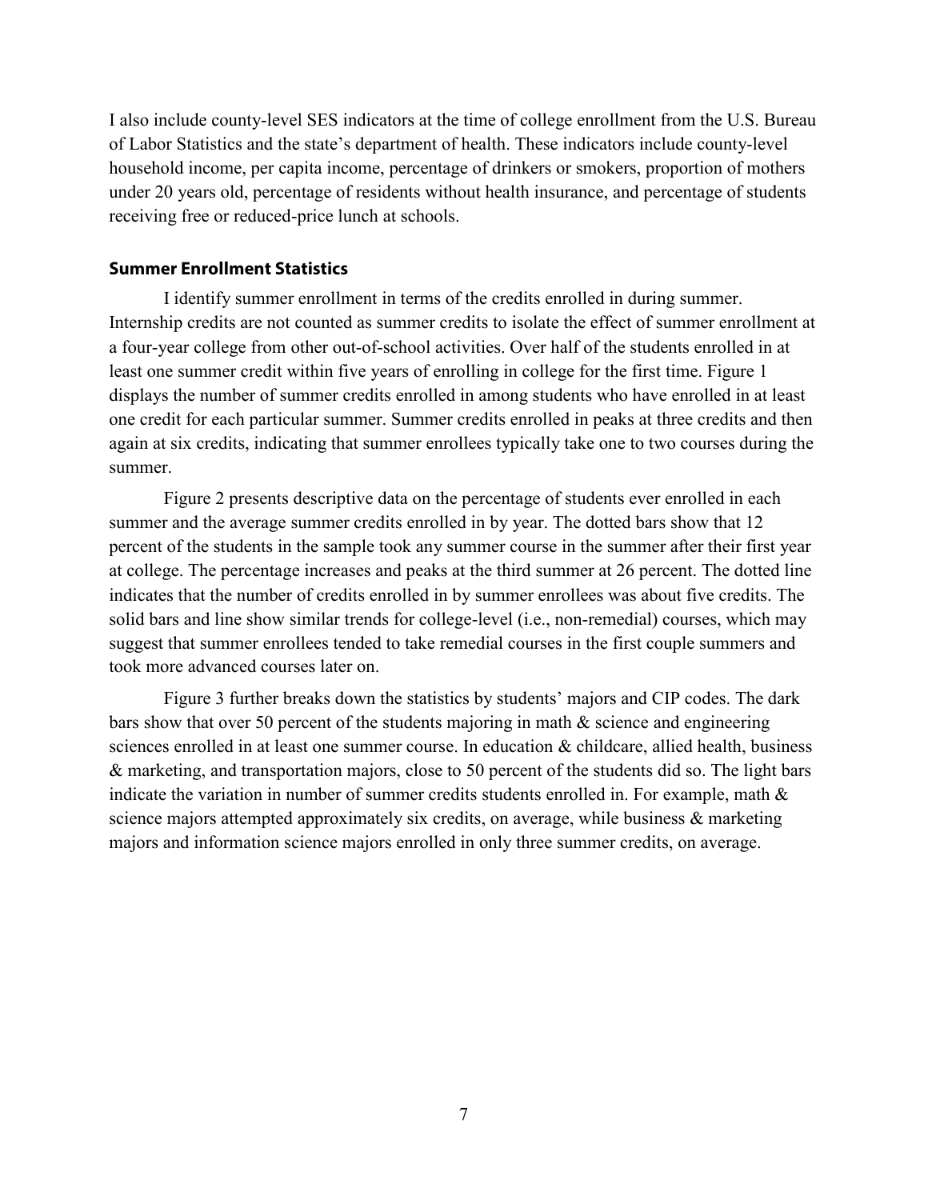I also include county-level SES indicators at the time of college enrollment from the U.S. Bureau of Labor Statistics and the state's department of health. These indicators include county-level household income, per capita income, percentage of drinkers or smokers, proportion of mothers under 20 years old, percentage of residents without health insurance, and percentage of students receiving free or reduced-price lunch at schools.

### Summer Enrollment Statistics

I identify summer enrollment in terms of the credits enrolled in during summer. Internship credits are not counted as summer credits to isolate the effect of summer enrollment at a four-year college from other out-of-school activities. Over half of the students enrolled in at least one summer credit within five years of enrolling in college for the first time. Figure 1 displays the number of summer credits enrolled in among students who have enrolled in at least one credit for each particular summer. Summer credits enrolled in peaks at three credits and then again at six credits, indicating that summer enrollees typically take one to two courses during the summer.

Figure 2 presents descriptive data on the percentage of students ever enrolled in each summer and the average summer credits enrolled in by year. The dotted bars show that 12 percent of the students in the sample took any summer course in the summer after their first year at college. The percentage increases and peaks at the third summer at 26 percent. The dotted line indicates that the number of credits enrolled in by summer enrollees was about five credits. The solid bars and line show similar trends for college-level (i.e., non-remedial) courses, which may suggest that summer enrollees tended to take remedial courses in the first couple summers and took more advanced courses later on.

Figure 3 further breaks down the statistics by students' majors and CIP codes. The dark bars show that over 50 percent of the students majoring in math & science and engineering sciences enrolled in at least one summer course. In education & childcare, allied health, business & marketing, and transportation majors, close to 50 percent of the students did so. The light bars indicate the variation in number of summer credits students enrolled in. For example, math & science majors attempted approximately six credits, on average, while business & marketing majors and information science majors enrolled in only three summer credits, on average.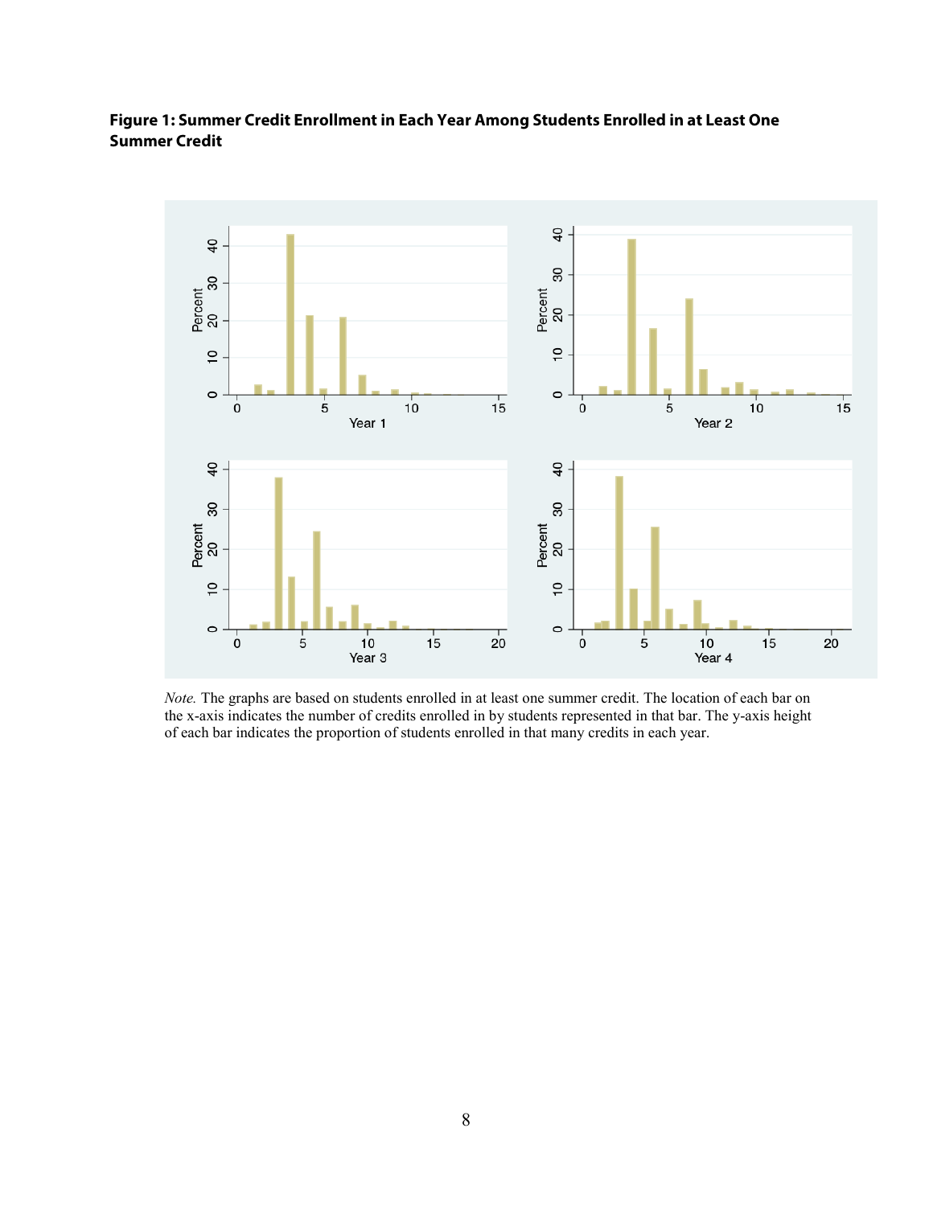**Figure 1: Summer Credit Enrollment in Each Year Among Students Enrolled in at Least One Summer Credit**

*Note.* The graphs are based on students enrolled in at least one summer credit. The location of each bar on the x-axis indicates the number of credits enrolled in by students represented in that bar. The y-axis height of each bar indicates the proportion of students enrolled in that many credits in each year.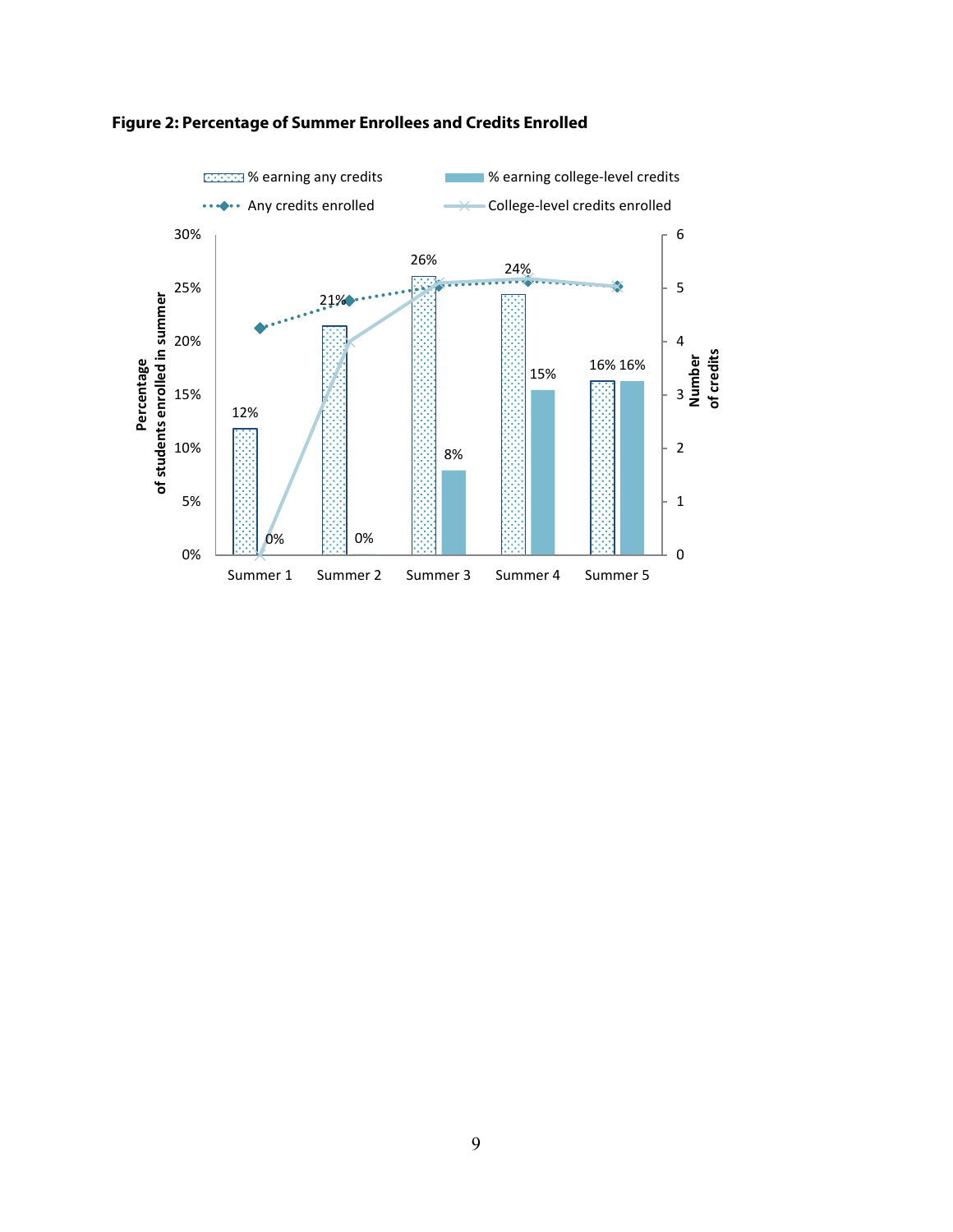**Figure 2: Percentage of Summer Enrollees and Credits Enrolled**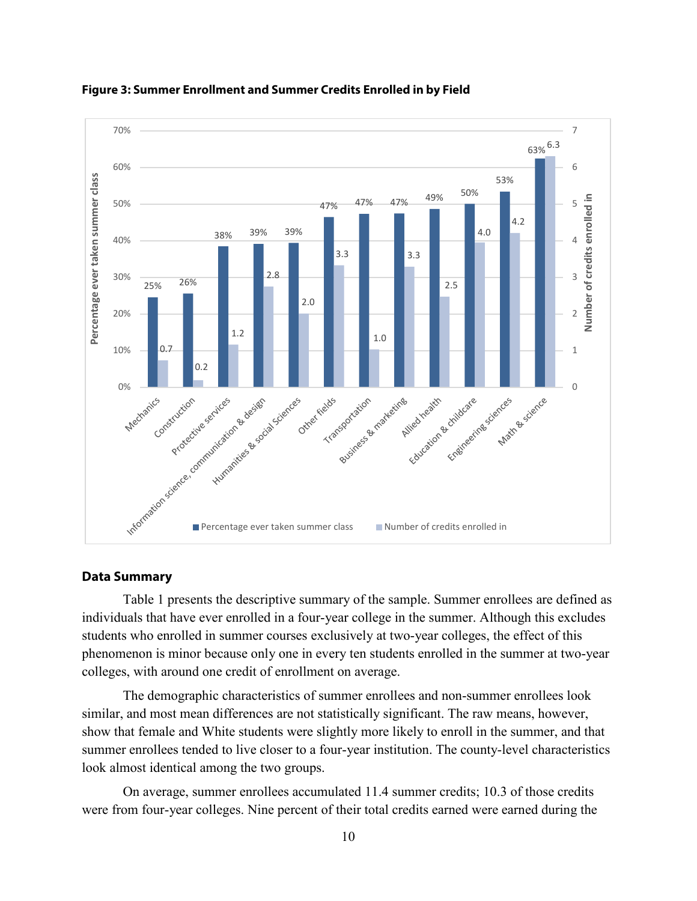**Figure 3: Summer Enrollment and Summer Credits Enrolled in by Field**

| Field | Percentage ever taken summer class | Number of credits enrolled in |
|---|---|---|
| Mechanics | 25% | 0.7 |
| Construction | 26% | 0.2 |
| Protective services | 38% | 1.2 |
| Information science, communication & design | 39% | 2.8 |
| Humanities & social Sciences | 39% | 2.0 |
| Other fields | 47% | 3.3 |
| Transportation | 47% | 1.0 |
| Business & marketing | 47% | 3.3 |
| Allied health | 49% | 2.5 |
| Education & childcare | 50% | 4.0 |
| Engineering sciences | 53% | 4.2 |
| Math & science | 63% | 6.3 |

## Data Summary

Table 1 presents the descriptive summary of the sample. Summer enrollees are defined as individuals that have ever enrolled in a four-year college in the summer. Although this excludes students who enrolled in summer courses exclusively at two-year colleges, the effect of this phenomenon is minor because only one in every ten students enrolled in the summer at two-year colleges, with around one credit of enrollment on average.

The demographic characteristics of summer enrollees and non-summer enrollees look similar, and most mean differences are not statistically significant. The raw means, however, show that female and White students were slightly more likely to enroll in the summer, and that summer enrollees tended to live closer to a four-year institution. The county-level characteristics look almost identical among the two groups.

On average, summer enrollees accumulated 11.4 summer credits; 10.3 of those credits were from four-year colleges. Nine percent of their total credits earned were earned during the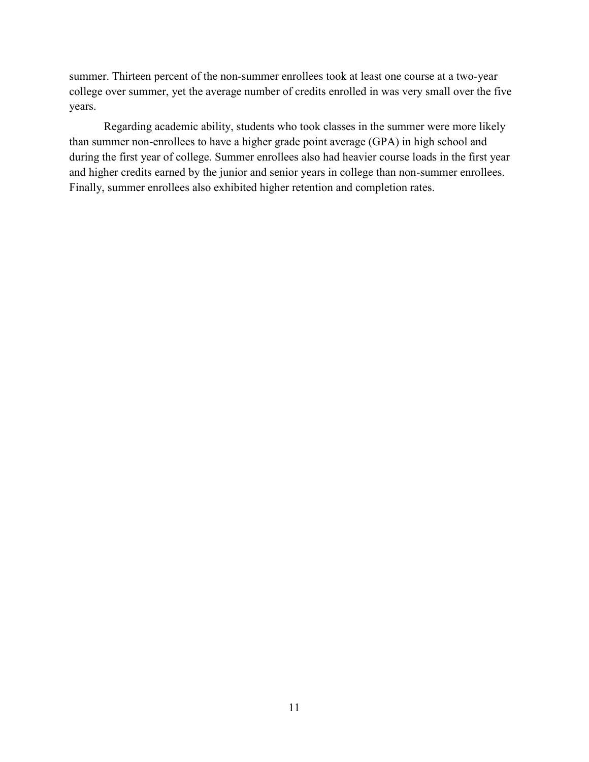summer. Thirteen percent of the non-summer enrollees took at least one course at a two-year college over summer, yet the average number of credits enrolled in was very small over the five years.

Regarding academic ability, students who took classes in the summer were more likely than summer non-enrollees to have a higher grade point average (GPA) in high school and during the first year of college. Summer enrollees also had heavier course loads in the first year and higher credits earned by the junior and senior years in college than non-summer enrollees. Finally, summer enrollees also exhibited higher retention and completion rates.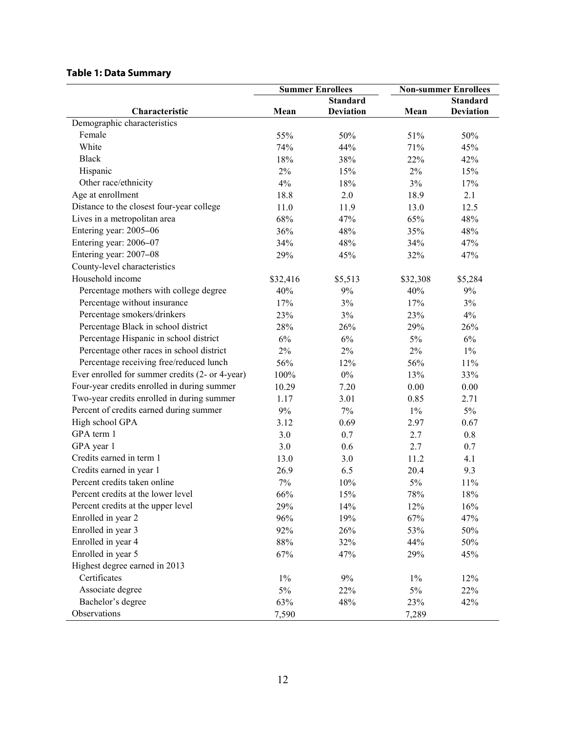**Table 1: Data Summary**

| Characteristic | Summer Enrollees | | Non-summer Enrollees | |
|---|---|---|---|---|
| | Mean | Standard Deviation | Mean | Standard Deviation |
| Demographic characteristics | | | | |
| Female | 55% | 50% | 51% | 50% |
| White | 74% | 44% | 71% | 45% |
| Black | 18% | 38% | 22% | 42% |
| Hispanic | 2% | 15% | 2% | 15% |
| Other race/ethnicity | 4% | 18% | 3% | 17% |
| Age at enrollment | 18.8 | 2.0 | 18.9 | 2.1 |
| Distance to the closest four-year college | 11.0 | 11.9 | 13.0 | 12.5 |
| Lives in a metropolitan area | 68% | 47% | 65% | 48% |
| Entering year: 2005–06 | 36% | 48% | 35% | 48% |
| Entering year: 2006–07 | 34% | 48% | 34% | 47% |
| Entering year: 2007–08 | 29% | 45% | 32% | 47% |
| County-level characteristics | | | | |
| Household income | $32,416 | $5,513 | $32,308 | $5,284 |
| Percentage mothers with college degree | 40% | 9% | 40% | 9% |
| Percentage without insurance | 17% | 3% | 17% | 3% |
| Percentage smokers/drinkers | 23% | 3% | 23% | 4% |
| Percentage Black in school district | 28% | 26% | 29% | 26% |
| Percentage Hispanic in school district | 6% | 6% | 5% | 6% |
| Percentage other races in school district | 2% | 2% | 2% | 1% |
| Percentage receiving free/reduced lunch | 56% | 12% | 56% | 11% |
| Ever enrolled for summer credits (2- or 4-year) | 100% | 0% | 13% | 33% |
| Four-year credits enrolled in during summer | 10.29 | 7.20 | 0.00 | 0.00 |
| Two-year credits enrolled in during summer | 1.17 | 3.01 | 0.85 | 2.71 |
| Percent of credits earned during summer | 9% | 7% | 1% | 5% |
| High school GPA | 3.12 | 0.69 | 2.97 | 0.67 |
| GPA term 1 | 3.0 | 0.7 | 2.7 | 0.8 |
| GPA year 1 | 3.0 | 0.6 | 2.7 | 0.7 |
| Credits earned in term 1 | 13.0 | 3.0 | 11.2 | 4.1 |
| Credits earned in year 1 | 26.9 | 6.5 | 20.4 | 9.3 |
| Percent credits taken online | 7% | 10% | 5% | 11% |
| Percent credits at the lower level | 66% | 15% | 78% | 18% |
| Percent credits at the upper level | 29% | 14% | 12% | 16% |
| Enrolled in year 2 | 96% | 19% | 67% | 47% |
| Enrolled in year 3 | 92% | 26% | 53% | 50% |
| Enrolled in year 4 | 88% | 32% | 44% | 50% |
| Enrolled in year 5 | 67% | 47% | 29% | 45% |
| Highest degree earned in 2013 | | | | |
| Certificates | 1% | 9% | 1% | 12% |
| Associate degree | 5% | 22% | 5% | 22% |
| Bachelor's degree | 63% | 48% | 23% | 42% |
| Observations | 7,590 | | 7,289 | |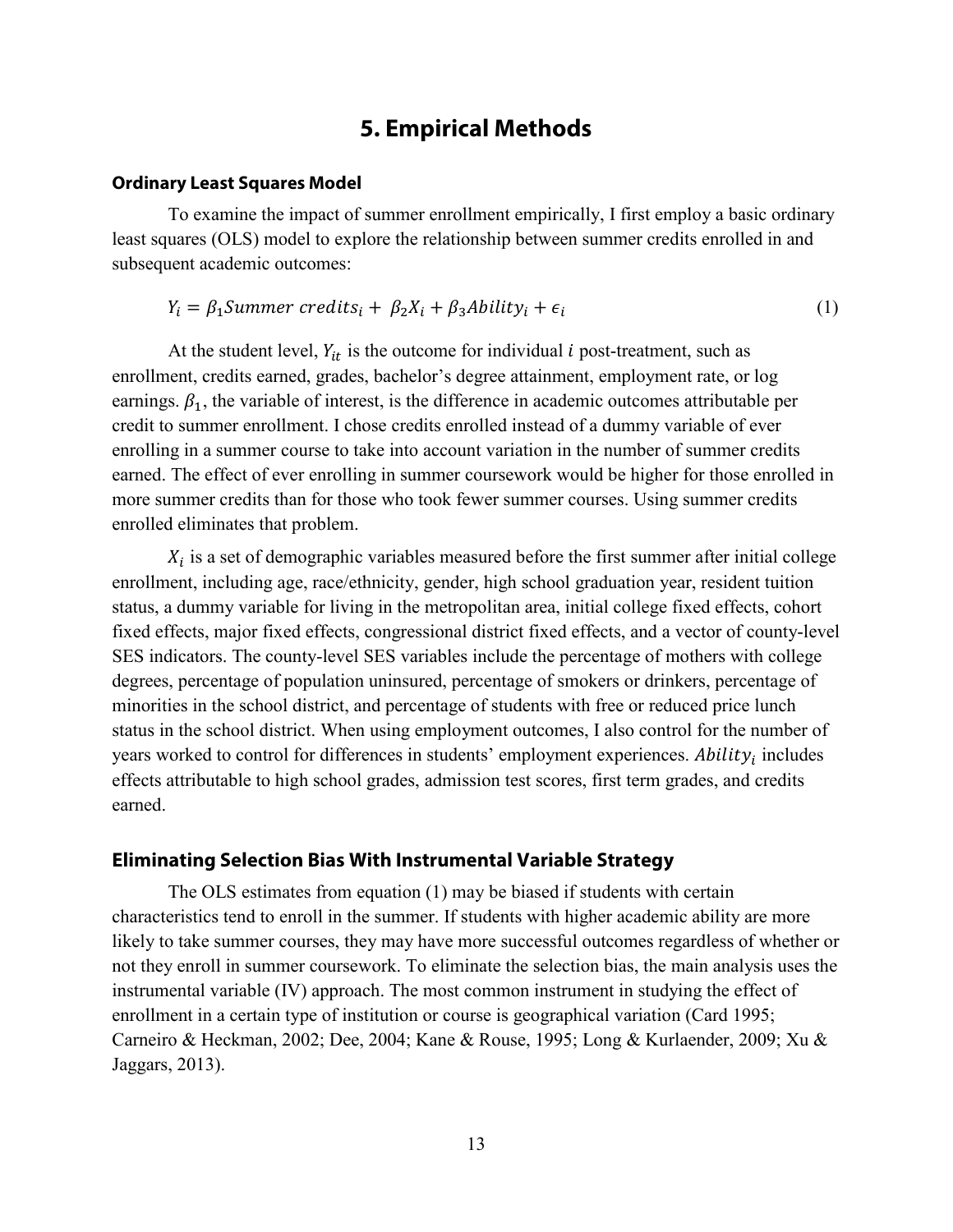# 5. Empirical Methods

### Ordinary Least Squares Model

To examine the impact of summer enrollment empirically, I first employ a basic ordinary least squares (OLS) model to explore the relationship between summer credits enrolled in and subsequent academic outcomes:

$$Y_i = \beta_1 Summer\ credits_i + \beta_2 X_i + \beta_3 Ability_i + \epsilon_i \tag{1}$$

At the student level, $Y_{it}$ is the outcome for individual $i$ post-treatment, such as enrollment, credits earned, grades, bachelor's degree attainment, employment rate, or log earnings. $\beta_1$, the variable of interest, is the difference in academic outcomes attributable per credit to summer enrollment. I chose credits enrolled instead of a dummy variable of ever enrolling in a summer course to take into account variation in the number of summer credits earned. The effect of ever enrolling in summer coursework would be higher for those enrolled in more summer credits than for those who took fewer summer courses. Using summer credits enrolled eliminates that problem.

$X_i$ is a set of demographic variables measured before the first summer after initial college enrollment, including age, race/ethnicity, gender, high school graduation year, resident tuition status, a dummy variable for living in the metropolitan area, initial college fixed effects, cohort fixed effects, major fixed effects, congressional district fixed effects, and a vector of county-level SES indicators. The county-level SES variables include the percentage of mothers with college degrees, percentage of population uninsured, percentage of smokers or drinkers, percentage of minorities in the school district, and percentage of students with free or reduced price lunch status in the school district. When using employment outcomes, I also control for the number of years worked to control for differences in students' employment experiences. $Ability_i$ includes effects attributable to high school grades, admission test scores, first term grades, and credits earned.

### Eliminating Selection Bias With Instrumental Variable Strategy

The OLS estimates from equation (1) may be biased if students with certain characteristics tend to enroll in the summer. If students with higher academic ability are more likely to take summer courses, they may have more successful outcomes regardless of whether or not they enroll in summer coursework. To eliminate the selection bias, the main analysis uses the instrumental variable (IV) approach. The most common instrument in studying the effect of enrollment in a certain type of institution or course is geographical variation (Card 1995; Carneiro & Heckman, 2002; Dee, 2004; Kane & Rouse, 1995; Long & Kurlaender, 2009; Xu & Jaggars, 2013).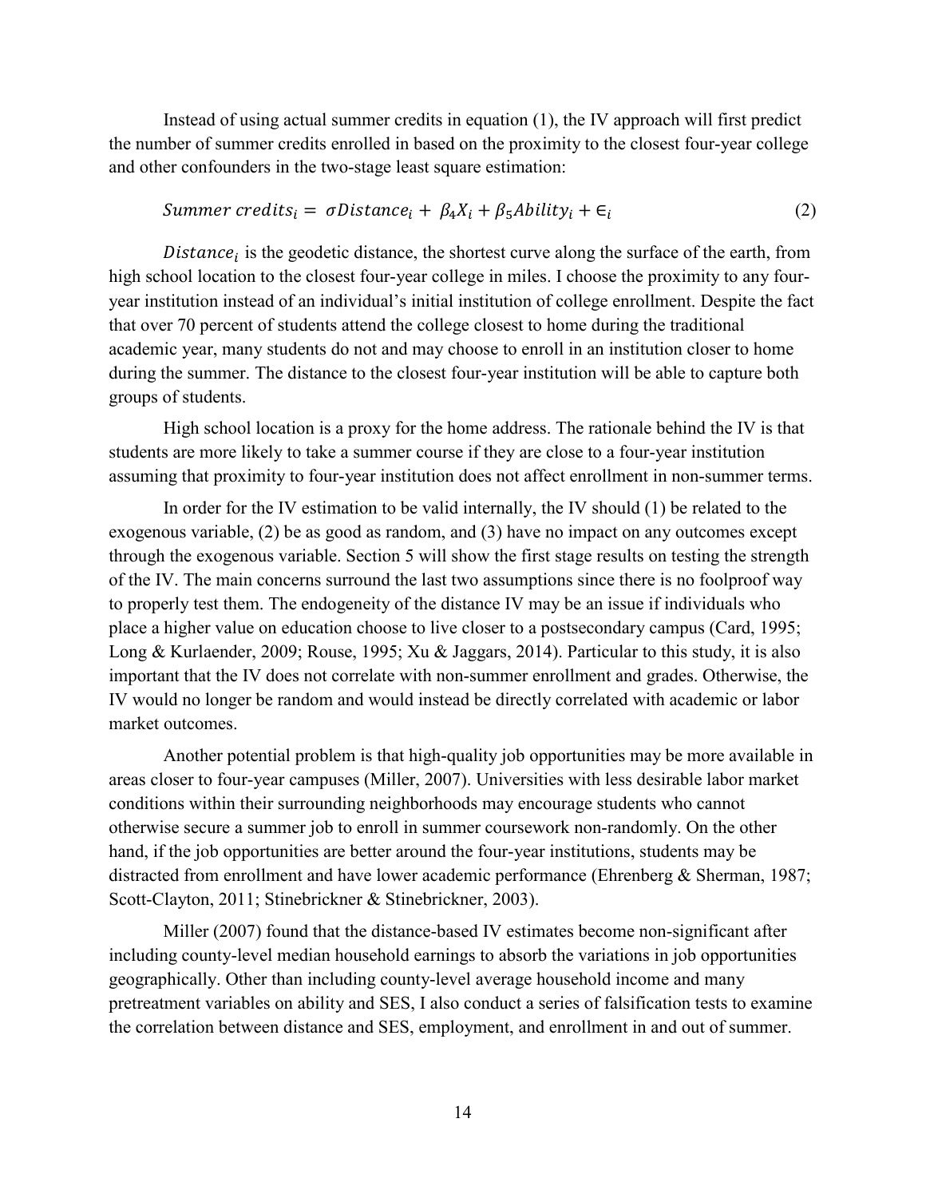Instead of using actual summer credits in equation (1), the IV approach will first predict the number of summer credits enrolled in based on the proximity to the closest four-year college and other confounders in the two-stage least square estimation:

$$Summer\ credits_i = \sigma Distance_i + \beta_4 X_i + \beta_5 Ability_i + \epsilon_i \tag{2}$$

$Distance_i$ is the geodetic distance, the shortest curve along the surface of the earth, from high school location to the closest four-year college in miles. I choose the proximity to any four-year institution instead of an individual's initial institution of college enrollment. Despite the fact that over 70 percent of students attend the college closest to home during the traditional academic year, many students do not and may choose to enroll in an institution closer to home during the summer. The distance to the closest four-year institution will be able to capture both groups of students.

High school location is a proxy for the home address. The rationale behind the IV is that students are more likely to take a summer course if they are close to a four-year institution assuming that proximity to four-year institution does not affect enrollment in non-summer terms.

In order for the IV estimation to be valid internally, the IV should (1) be related to the exogenous variable, (2) be as good as random, and (3) have no impact on any outcomes except through the exogenous variable. Section 5 will show the first stage results on testing the strength of the IV. The main concerns surround the last two assumptions since there is no foolproof way to properly test them. The endogeneity of the distance IV may be an issue if individuals who place a higher value on education choose to live closer to a postsecondary campus (Card, 1995; Long & Kurlaender, 2009; Rouse, 1995; Xu & Jaggars, 2014). Particular to this study, it is also important that the IV does not correlate with non-summer enrollment and grades. Otherwise, the IV would no longer be random and would instead be directly correlated with academic or labor market outcomes.

Another potential problem is that high-quality job opportunities may be more available in areas closer to four-year campuses (Miller, 2007). Universities with less desirable labor market conditions within their surrounding neighborhoods may encourage students who cannot otherwise secure a summer job to enroll in summer coursework non-randomly. On the other hand, if the job opportunities are better around the four-year institutions, students may be distracted from enrollment and have lower academic performance (Ehrenberg & Sherman, 1987; Scott-Clayton, 2011; Stinebrickner & Stinebrickner, 2003).

Miller (2007) found that the distance-based IV estimates become non-significant after including county-level median household earnings to absorb the variations in job opportunities geographically. Other than including county-level average household income and many pretreatment variables on ability and SES, I also conduct a series of falsification tests to examine the correlation between distance and SES, employment, and enrollment in and out of summer.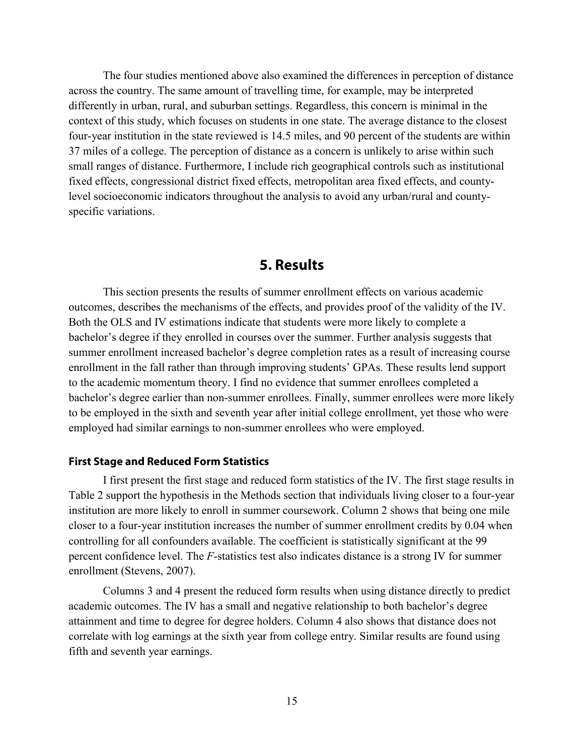The four studies mentioned above also examined the differences in perception of distance across the country. The same amount of travelling time, for example, may be interpreted differently in urban, rural, and suburban settings. Regardless, this concern is minimal in the context of this study, which focuses on students in one state. The average distance to the closest four-year institution in the state reviewed is 14.5 miles, and 90 percent of the students are within 37 miles of a college. The perception of distance as a concern is unlikely to arise within such small ranges of distance. Furthermore, I include rich geographical controls such as institutional fixed effects, congressional district fixed effects, metropolitan area fixed effects, and county-level socioeconomic indicators throughout the analysis to avoid any urban/rural and county-specific variations.

# 5. Results

This section presents the results of summer enrollment effects on various academic outcomes, describes the mechanisms of the effects, and provides proof of the validity of the IV. Both the OLS and IV estimations indicate that students were more likely to complete a bachelor's degree if they enrolled in courses over the summer. Further analysis suggests that summer enrollment increased bachelor's degree completion rates as a result of increasing course enrollment in the fall rather than through improving students' GPAs. These results lend support to the academic momentum theory. I find no evidence that summer enrollees completed a bachelor's degree earlier than non-summer enrollees. Finally, summer enrollees were more likely to be employed in the sixth and seventh year after initial college enrollment, yet those who were employed had similar earnings to non-summer enrollees who were employed.

### First Stage and Reduced Form Statistics

I first present the first stage and reduced form statistics of the IV. The first stage results in Table 2 support the hypothesis in the Methods section that individuals living closer to a four-year institution are more likely to enroll in summer coursework. Column 2 shows that being one mile closer to a four-year institution increases the number of summer enrollment credits by 0.04 when controlling for all confounders available. The coefficient is statistically significant at the 99 percent confidence level. The *F*-statistics test also indicates distance is a strong IV for summer enrollment (Stevens, 2007).

Columns 3 and 4 present the reduced form results when using distance directly to predict academic outcomes. The IV has a small and negative relationship to both bachelor's degree attainment and time to degree for degree holders. Column 4 also shows that distance does not correlate with log earnings at the sixth year from college entry. Similar results are found using fifth and seventh year earnings.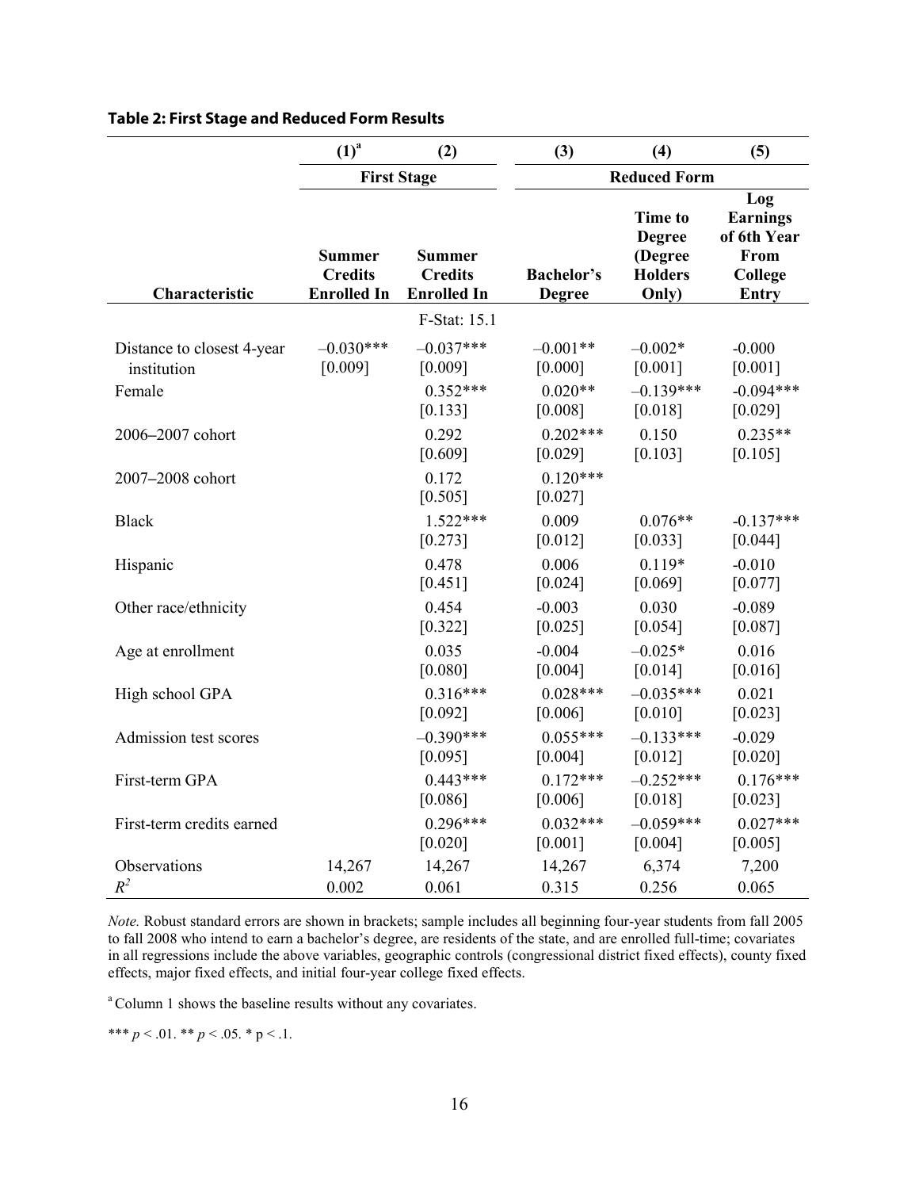**Table 2: First Stage and Reduced Form Results**

| | (1)[a] | (2) | (3) | (4) | (5) |
|---|---|---|---|---|---|
| | First Stage | | Reduced Form | | |
| Characteristic | Summer Credits Enrolled In | Summer Credits Enrolled In | Bachelor's Degree | Time to Degree (Degree Holders Only) | Log Earnings of 6th Year From College Entry |
| | | F-Stat: 15.1 | | | |
| Distance to closest 4-year institution | –0.030*** [0.009] | –0.037*** [0.009] | –0.001** [0.000] | –0.002* [0.001] | -0.000 [0.001] |
| Female | | 0.352*** [0.133] | 0.020** [0.008] | –0.139*** [0.018] | -0.094*** [0.029] |
| 2006–2007 cohort | | 0.292 [0.609] | 0.202*** [0.029] | 0.150 [0.103] | 0.235** [0.105] |
| 2007–2008 cohort | | 0.172 [0.505] | 0.120*** [0.027] | | |
| Black | | 1.522*** [0.273] | 0.009 [0.012] | 0.076** [0.033] | -0.137*** [0.044] |
| Hispanic | | 0.478 [0.451] | 0.006 [0.024] | 0.119* [0.069] | -0.010 [0.077] |
| Other race/ethnicity | | 0.454 [0.322] | -0.003 [0.025] | 0.030 [0.054] | -0.089 [0.087] |
| Age at enrollment | | 0.035 [0.080] | -0.004 [0.004] | –0.025* [0.014] | 0.016 [0.016] |
| High school GPA | | 0.316*** [0.092] | 0.028*** [0.006] | –0.035*** [0.010] | 0.021 [0.023] |
| Admission test scores | | –0.390*** [0.095] | 0.055*** [0.004] | –0.133*** [0.012] | -0.029 [0.020] |
| First-term GPA | | 0.443*** [0.086] | 0.172*** [0.006] | –0.252*** [0.018] | 0.176*** [0.023] |
| First-term credits earned | | 0.296*** [0.020] | 0.032*** [0.001] | –0.059*** [0.004] | 0.027*** [0.005] |
| Observations | 14,267 | 14,267 | 14,267 | 6,374 | 7,200 |
| $R^2$ | 0.002 | 0.061 | 0.315 | 0.256 | 0.065 |

*Note.* Robust standard errors are shown in brackets; sample includes all beginning four-year students from fall 2005 to fall 2008 who intend to earn a bachelor's degree, are residents of the state, and are enrolled full-time; covariates in all regressions include the above variables, geographic controls (congressional district fixed effects), county fixed effects, major fixed effects, and initial four-year college fixed effects.

[a] Column 1 shows the baseline results without any covariates.

*** $p < .01$. ** $p < .05$. * $p < .1$.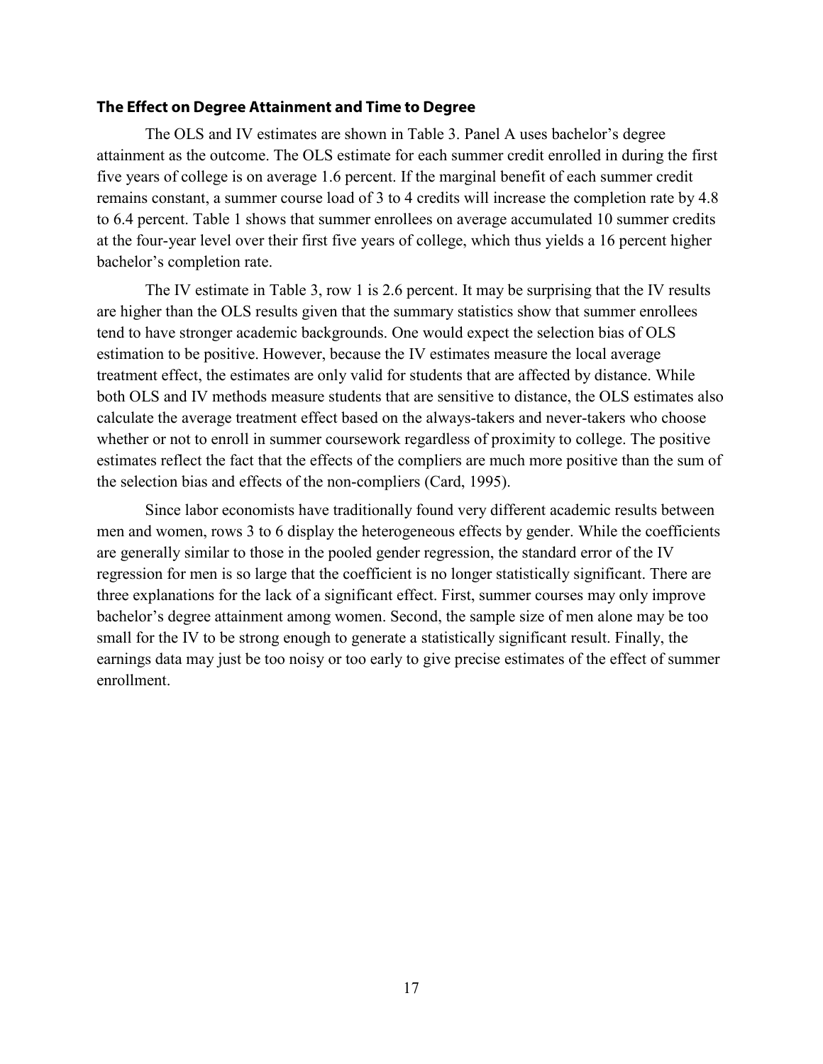### The Effect on Degree Attainment and Time to Degree

The OLS and IV estimates are shown in Table 3. Panel A uses bachelor's degree attainment as the outcome. The OLS estimate for each summer credit enrolled in during the first five years of college is on average 1.6 percent. If the marginal benefit of each summer credit remains constant, a summer course load of 3 to 4 credits will increase the completion rate by 4.8 to 6.4 percent. Table 1 shows that summer enrollees on average accumulated 10 summer credits at the four-year level over their first five years of college, which thus yields a 16 percent higher bachelor's completion rate.

The IV estimate in Table 3, row 1 is 2.6 percent. It may be surprising that the IV results are higher than the OLS results given that the summary statistics show that summer enrollees tend to have stronger academic backgrounds. One would expect the selection bias of OLS estimation to be positive. However, because the IV estimates measure the local average treatment effect, the estimates are only valid for students that are affected by distance. While both OLS and IV methods measure students that are sensitive to distance, the OLS estimates also calculate the average treatment effect based on the always-takers and never-takers who choose whether or not to enroll in summer coursework regardless of proximity to college. The positive estimates reflect the fact that the effects of the compliers are much more positive than the sum of the selection bias and effects of the non-compliers (Card, 1995).

Since labor economists have traditionally found very different academic results between men and women, rows 3 to 6 display the heterogeneous effects by gender. While the coefficients are generally similar to those in the pooled gender regression, the standard error of the IV regression for men is so large that the coefficient is no longer statistically significant. There are three explanations for the lack of a significant effect. First, summer courses may only improve bachelor's degree attainment among women. Second, the sample size of men alone may be too small for the IV to be strong enough to generate a statistically significant result. Finally, the earnings data may just be too noisy or too early to give precise estimates of the effect of summer enrollment.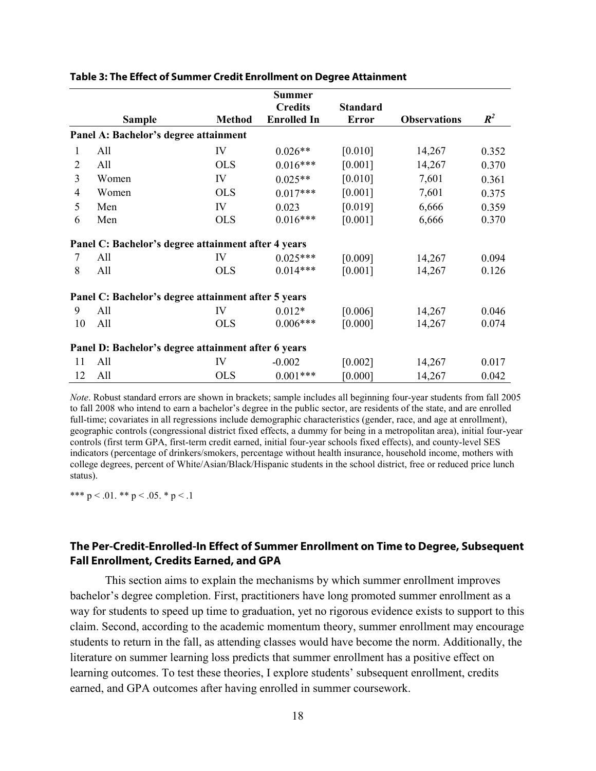**Table 3: The Effect of Summer Credit Enrollment on Degree Attainment**

| | Sample | Method | Summer Credits Enrolled In | Standard Error | Observations | $R^2$ |
|---|---|---|---|---|---|---|
| **Panel A: Bachelor's degree attainment** | | | | | | |
| 1 | All | IV | 0.026** | [0.010] | 14,267 | 0.352 |
| 2 | All | OLS | 0.016*** | [0.001] | 14,267 | 0.370 |
| 3 | Women | IV | 0.025** | [0.010] | 7,601 | 0.361 |
| 4 | Women | OLS | 0.017*** | [0.001] | 7,601 | 0.375 |
| 5 | Men | IV | 0.023 | [0.019] | 6,666 | 0.359 |
| 6 | Men | OLS | 0.016*** | [0.001] | 6,666 | 0.370 |
| **Panel C: Bachelor's degree attainment after 4 years** | | | | | | |
| 7 | All | IV | 0.025*** | [0.009] | 14,267 | 0.094 |
| 8 | All | OLS | 0.014*** | [0.001] | 14,267 | 0.126 |
| **Panel C: Bachelor's degree attainment after 5 years** | | | | | | |
| 9 | All | IV | 0.012* | [0.006] | 14,267 | 0.046 |
| 10 | All | OLS | 0.006*** | [0.000] | 14,267 | 0.074 |
| **Panel D: Bachelor's degree attainment after 6 years** | | | | | | |
| 11 | All | IV | -0.002 | [0.002] | 14,267 | 0.017 |
| 12 | All | OLS | 0.001*** | [0.000] | 14,267 | 0.042 |

*Note*. Robust standard errors are shown in brackets; sample includes all beginning four-year students from fall 2005 to fall 2008 who intend to earn a bachelor's degree in the public sector, are residents of the state, and are enrolled full-time; covariates in all regressions include demographic characteristics (gender, race, and age at enrollment), geographic controls (congressional district fixed effects, a dummy for being in a metropolitan area), initial four-year controls (first term GPA, first-term credit earned, initial four-year schools fixed effects), and county-level SES indicators (percentage of drinkers/smokers, percentage without health insurance, household income, mothers with college degrees, percent of White/Asian/Black/Hispanic students in the school district, free or reduced price lunch status).

*** $p < .01$. ** $p < .05$. * $p < .1$

### The Per-Credit-Enrolled-In Effect of Summer Enrollment on Time to Degree, Subsequent Fall Enrollment, Credits Earned, and GPA

This section aims to explain the mechanisms by which summer enrollment improves bachelor's degree completion. First, practitioners have long promoted summer enrollment as a way for students to speed up time to graduation, yet no rigorous evidence exists to support to this claim. Second, according to the academic momentum theory, summer enrollment may encourage students to return in the fall, as attending classes would have become the norm. Additionally, the literature on summer learning loss predicts that summer enrollment has a positive effect on learning outcomes. To test these theories, I explore students' subsequent enrollment, credits earned, and GPA outcomes after having enrolled in summer coursework.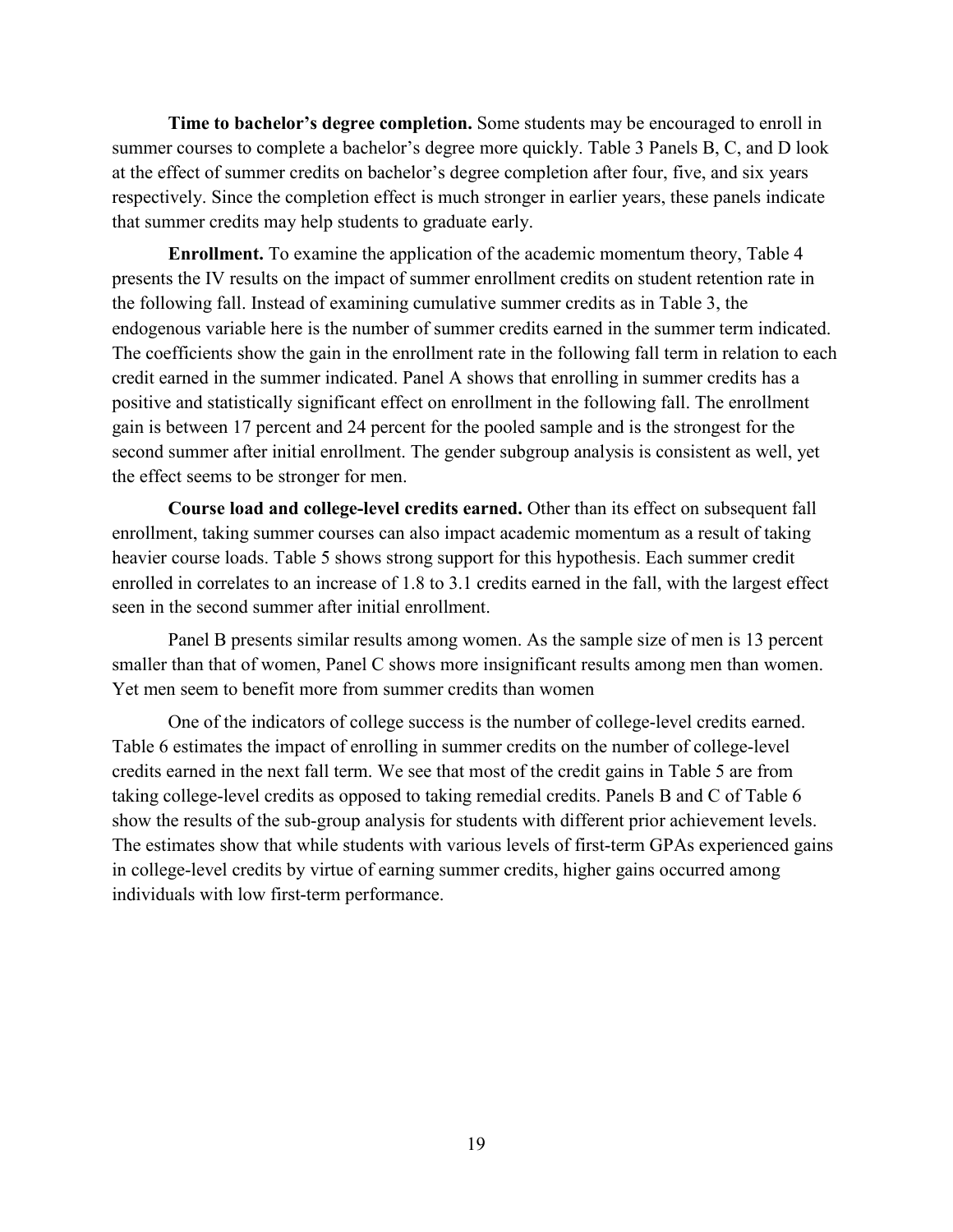**Time to bachelor's degree completion.** Some students may be encouraged to enroll in summer courses to complete a bachelor's degree more quickly. Table 3 Panels B, C, and D look at the effect of summer credits on bachelor's degree completion after four, five, and six years respectively. Since the completion effect is much stronger in earlier years, these panels indicate that summer credits may help students to graduate early.

**Enrollment.** To examine the application of the academic momentum theory, Table 4 presents the IV results on the impact of summer enrollment credits on student retention rate in the following fall. Instead of examining cumulative summer credits as in Table 3, the endogenous variable here is the number of summer credits earned in the summer term indicated. The coefficients show the gain in the enrollment rate in the following fall term in relation to each credit earned in the summer indicated. Panel A shows that enrolling in summer credits has a positive and statistically significant effect on enrollment in the following fall. The enrollment gain is between 17 percent and 24 percent for the pooled sample and is the strongest for the second summer after initial enrollment. The gender subgroup analysis is consistent as well, yet the effect seems to be stronger for men.

**Course load and college-level credits earned.** Other than its effect on subsequent fall enrollment, taking summer courses can also impact academic momentum as a result of taking heavier course loads. Table 5 shows strong support for this hypothesis. Each summer credit enrolled in correlates to an increase of 1.8 to 3.1 credits earned in the fall, with the largest effect seen in the second summer after initial enrollment.

Panel B presents similar results among women. As the sample size of men is 13 percent smaller than that of women, Panel C shows more insignificant results among men than women. Yet men seem to benefit more from summer credits than women

One of the indicators of college success is the number of college-level credits earned. Table 6 estimates the impact of enrolling in summer credits on the number of college-level credits earned in the next fall term. We see that most of the credit gains in Table 5 are from taking college-level credits as opposed to taking remedial credits. Panels B and C of Table 6 show the results of the sub-group analysis for students with different prior achievement levels. The estimates show that while students with various levels of first-term GPAs experienced gains in college-level credits by virtue of earning summer credits, higher gains occurred among individuals with low first-term performance.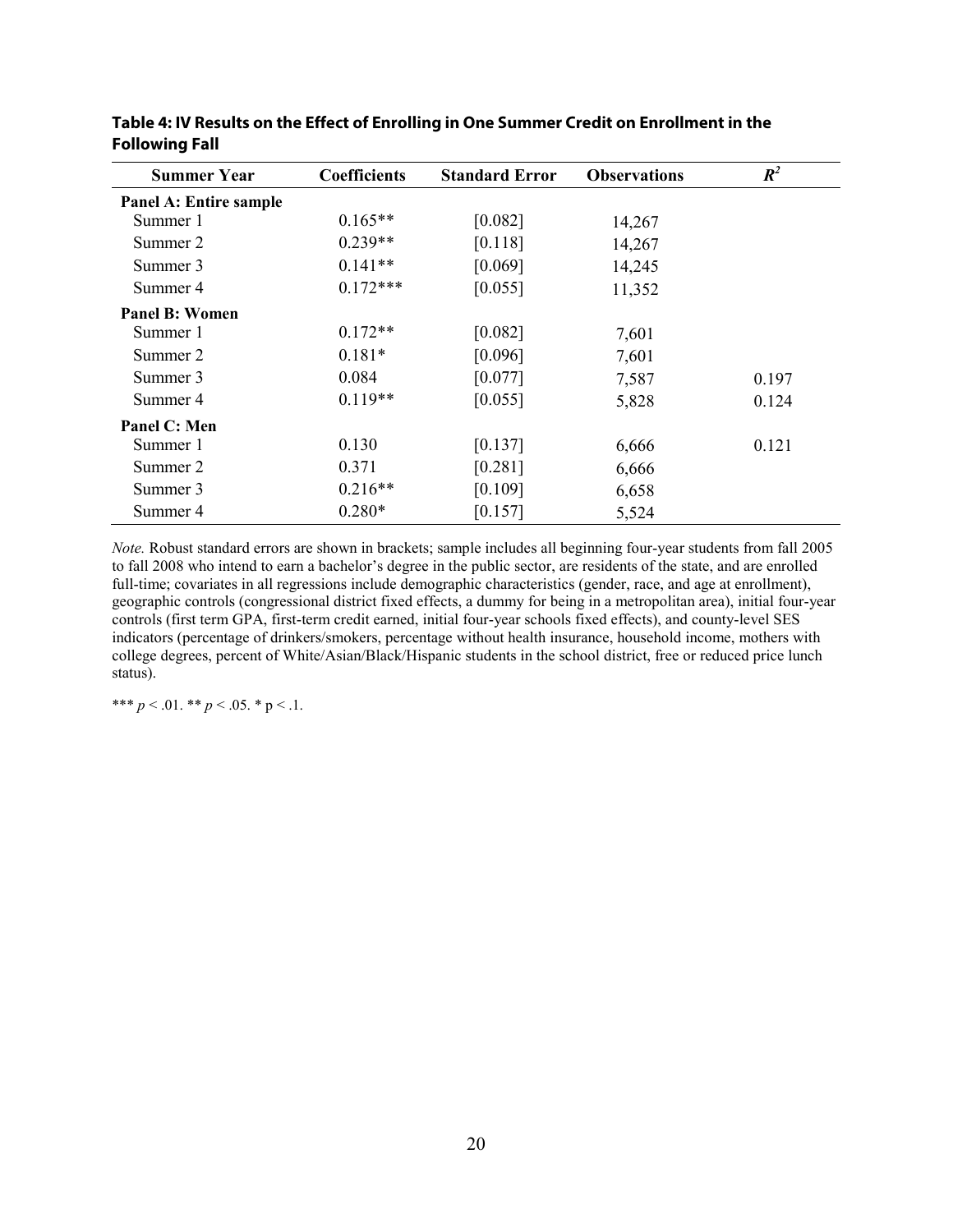**Table 4: IV Results on the Effect of Enrolling in One Summer Credit on Enrollment in the Following Fall**

| Summer Year | Coefficients | Standard Error | Observations | $R^2$ |
|---|---|---|---|---|
| **Panel A: Entire sample** | | | | |
| Summer 1 | 0.165** | [0.082] | 14,267 | |
| Summer 2 | 0.239** | [0.118] | 14,267 | |
| Summer 3 | 0.141** | [0.069] | 14,245 | |
| Summer 4 | 0.172*** | [0.055] | 11,352 | |
| **Panel B: Women** | | | | |
| Summer 1 | 0.172** | [0.082] | 7,601 | |
| Summer 2 | 0.181* | [0.096] | 7,601 | |
| Summer 3 | 0.084 | [0.077] | 7,587 | 0.197 |
| Summer 4 | 0.119** | [0.055] | 5,828 | 0.124 |
| **Panel C: Men** | | | | |
| Summer 1 | 0.130 | [0.137] | 6,666 | 0.121 |
| Summer 2 | 0.371 | [0.281] | 6,666 | |
| Summer 3 | 0.216** | [0.109] | 6,658 | |
| Summer 4 | 0.280* | [0.157] | 5,524 | |

*Note.* Robust standard errors are shown in brackets; sample includes all beginning four-year students from fall 2005 to fall 2008 who intend to earn a bachelor's degree in the public sector, are residents of the state, and are enrolled full-time; covariates in all regressions include demographic characteristics (gender, race, and age at enrollment), geographic controls (congressional district fixed effects, a dummy for being in a metropolitan area), initial four-year controls (first term GPA, first-term credit earned, initial four-year schools fixed effects), and county-level SES indicators (percentage of drinkers/smokers, percentage without health insurance, household income, mothers with college degrees, percent of White/Asian/Black/Hispanic students in the school district, free or reduced price lunch status).

*** $p < .01$. ** $p < .05$. * $p < .1$.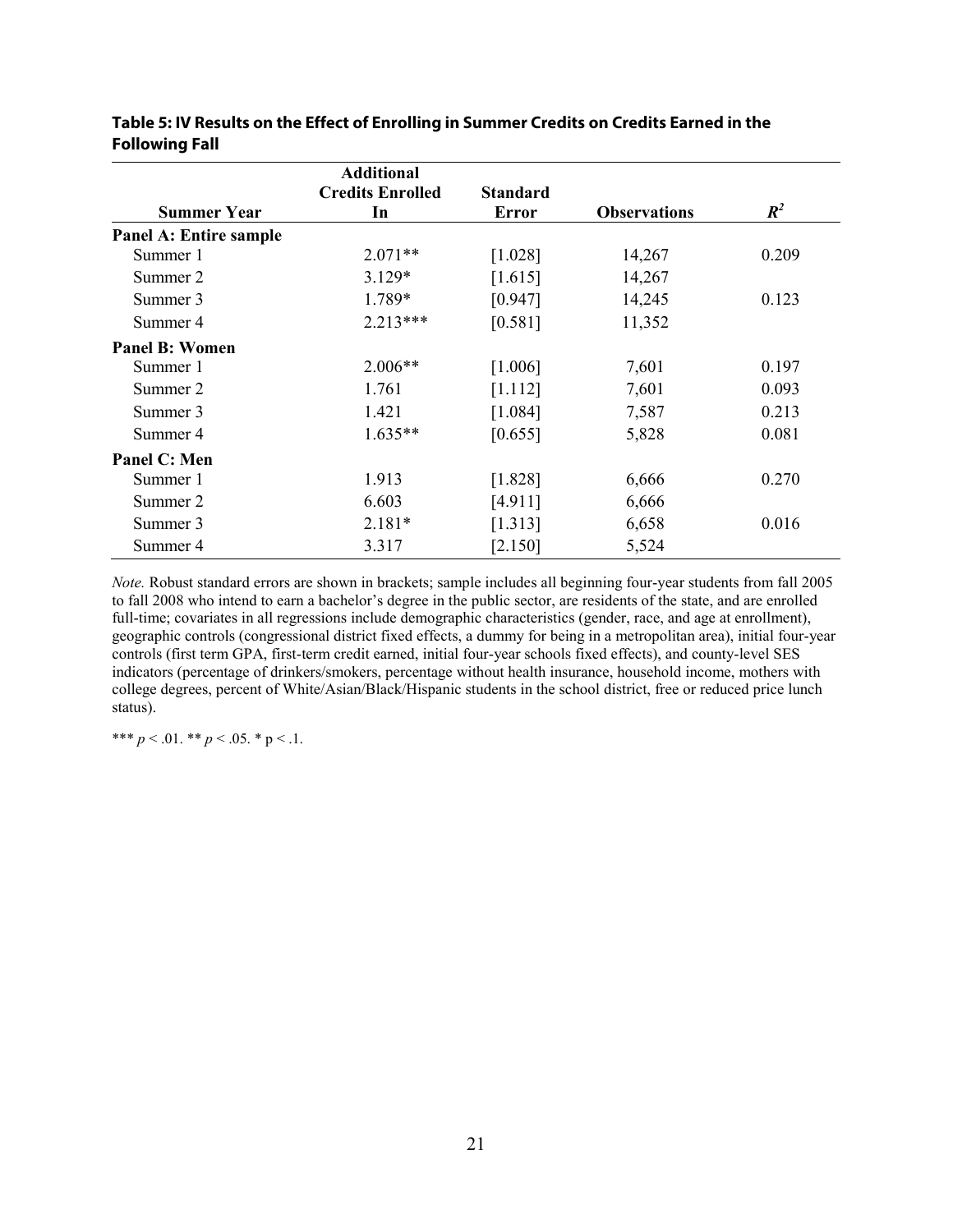**Table 5: IV Results on the Effect of Enrolling in Summer Credits on Credits Earned in the Following Fall**

| Summer Year | Additional Credits Enrolled In | Standard Error | Observations | $R^2$ |
|---|---|---|---|---|
| **Panel A: Entire sample** | | | | |
| Summer 1 | 2.071** | [1.028] | 14,267 | 0.209 |
| Summer 2 | 3.129* | [1.615] | 14,267 | |
| Summer 3 | 1.789* | [0.947] | 14,245 | 0.123 |
| Summer 4 | 2.213*** | [0.581] | 11,352 | |
| **Panel B: Women** | | | | |
| Summer 1 | 2.006** | [1.006] | 7,601 | 0.197 |
| Summer 2 | 1.761 | [1.112] | 7,601 | 0.093 |
| Summer 3 | 1.421 | [1.084] | 7,587 | 0.213 |
| Summer 4 | 1.635** | [0.655] | 5,828 | 0.081 |
| **Panel C: Men** | | | | |
| Summer 1 | 1.913 | [1.828] | 6,666 | 0.270 |
| Summer 2 | 6.603 | [4.911] | 6,666 | |
| Summer 3 | 2.181* | [1.313] | 6,658 | 0.016 |
| Summer 4 | 3.317 | [2.150] | 5,524 | |

*Note.* Robust standard errors are shown in brackets; sample includes all beginning four-year students from fall 2005 to fall 2008 who intend to earn a bachelor's degree in the public sector, are residents of the state, and are enrolled full-time; covariates in all regressions include demographic characteristics (gender, race, and age at enrollment), geographic controls (congressional district fixed effects, a dummy for being in a metropolitan area), initial four-year controls (first term GPA, first-term credit earned, initial four-year schools fixed effects), and county-level SES indicators (percentage of drinkers/smokers, percentage without health insurance, household income, mothers with college degrees, percent of White/Asian/Black/Hispanic students in the school district, free or reduced price lunch status).

*** $p < .01$. ** $p < .05$. * $p < .1$.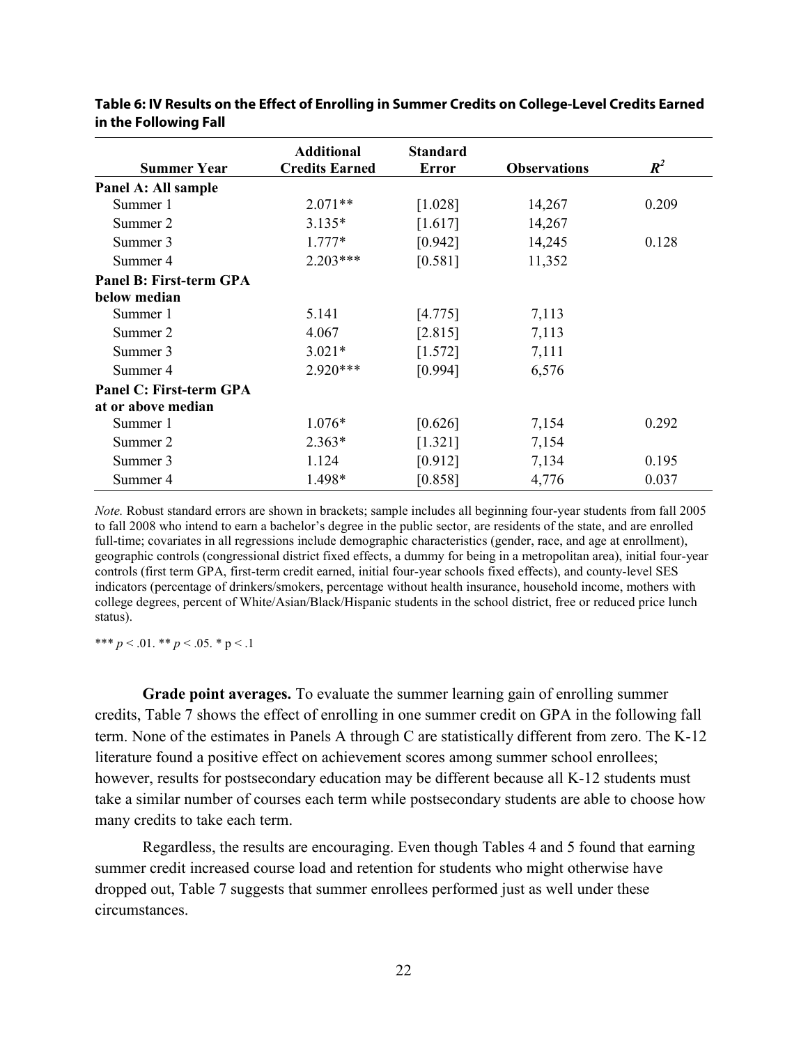**Table 6: IV Results on the Effect of Enrolling in Summer Credits on College-Level Credits Earned in the Following Fall**

| Summer Year | Additional Credits Earned | Standard Error | Observations | $R^2$ |
|---|---|---|---|---|
| **Panel A: All sample** | | | | |
| Summer 1 | 2.071** | [1.028] | 14,267 | 0.209 |
| Summer 2 | 3.135* | [1.617] | 14,267 | |
| Summer 3 | 1.777* | [0.942] | 14,245 | 0.128 |
| Summer 4 | 2.203*** | [0.581] | 11,352 | |
| **Panel B: First-term GPA below median** | | | | |
| Summer 1 | 5.141 | [4.775] | 7,113 | |
| Summer 2 | 4.067 | [2.815] | 7,113 | |
| Summer 3 | 3.021* | [1.572] | 7,111 | |
| Summer 4 | 2.920*** | [0.994] | 6,576 | |
| **Panel C: First-term GPA at or above median** | | | | |
| Summer 1 | 1.076* | [0.626] | 7,154 | 0.292 |
| Summer 2 | 2.363* | [1.321] | 7,154 | |
| Summer 3 | 1.124 | [0.912] | 7,134 | 0.195 |
| Summer 4 | 1.498* | [0.858] | 4,776 | 0.037 |

*Note.* Robust standard errors are shown in brackets; sample includes all beginning four-year students from fall 2005 to fall 2008 who intend to earn a bachelor's degree in the public sector, are residents of the state, and are enrolled full-time; covariates in all regressions include demographic characteristics (gender, race, and age at enrollment), geographic controls (congressional district fixed effects, a dummy for being in a metropolitan area), initial four-year controls (first term GPA, first-term credit earned, initial four-year schools fixed effects), and county-level SES indicators (percentage of drinkers/smokers, percentage without health insurance, household income, mothers with college degrees, percent of White/Asian/Black/Hispanic students in the school district, free or reduced price lunch status).

*** $p < .01$. ** $p < .05$. * $p < .1$

**Grade point averages.** To evaluate the summer learning gain of enrolling summer credits, Table 7 shows the effect of enrolling in one summer credit on GPA in the following fall term. None of the estimates in Panels A through C are statistically different from zero. The K-12 literature found a positive effect on achievement scores among summer school enrollees; however, results for postsecondary education may be different because all K-12 students must take a similar number of courses each term while postsecondary students are able to choose how many credits to take each term.

Regardless, the results are encouraging. Even though Tables 4 and 5 found that earning summer credit increased course load and retention for students who might otherwise have dropped out, Table 7 suggests that summer enrollees performed just as well under these circumstances.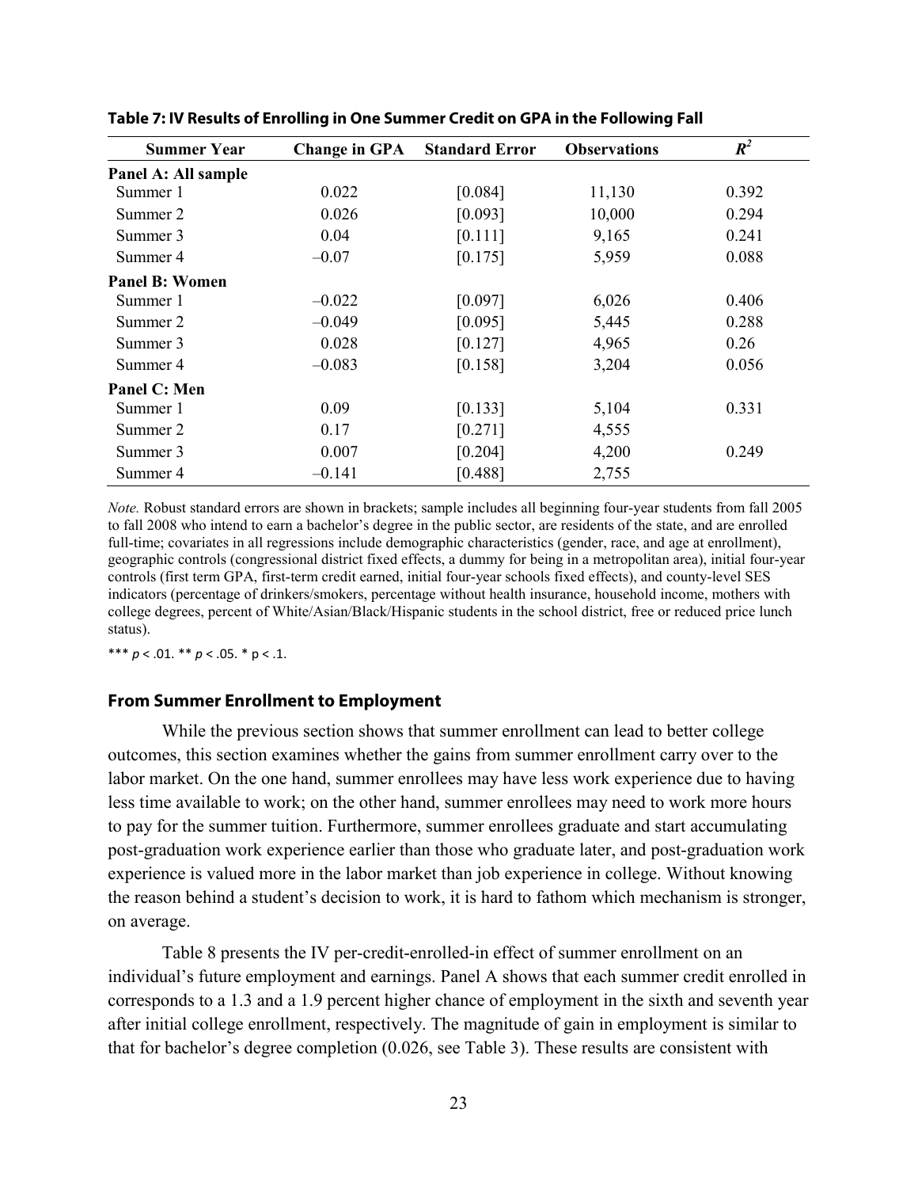**Table 7: IV Results of Enrolling in One Summer Credit on GPA in the Following Fall**

| Summer Year | Change in GPA | Standard Error | Observations | $R^2$ |
|---|---|---|---|---|
| **Panel A: All sample** | | | | |
| Summer 1 | 0.022 | [0.084] | 11,130 | 0.392 |
| Summer 2 | 0.026 | [0.093] | 10,000 | 0.294 |
| Summer 3 | 0.04 | [0.111] | 9,165 | 0.241 |
| Summer 4 | –0.07 | [0.175] | 5,959 | 0.088 |
| **Panel B: Women** | | | | |
| Summer 1 | –0.022 | [0.097] | 6,026 | 0.406 |
| Summer 2 | –0.049 | [0.095] | 5,445 | 0.288 |
| Summer 3 | 0.028 | [0.127] | 4,965 | 0.26 |
| Summer 4 | –0.083 | [0.158] | 3,204 | 0.056 |
| **Panel C: Men** | | | | |
| Summer 1 | 0.09 | [0.133] | 5,104 | 0.331 |
| Summer 2 | 0.17 | [0.271] | 4,555 | |
| Summer 3 | 0.007 | [0.204] | 4,200 | 0.249 |
| Summer 4 | –0.141 | [0.488] | 2,755 | |

*Note.* Robust standard errors are shown in brackets; sample includes all beginning four-year students from fall 2005 to fall 2008 who intend to earn a bachelor's degree in the public sector, are residents of the state, and are enrolled full-time; covariates in all regressions include demographic characteristics (gender, race, and age at enrollment), geographic controls (congressional district fixed effects, a dummy for being in a metropolitan area), initial four-year controls (first term GPA, first-term credit earned, initial four-year schools fixed effects), and county-level SES indicators (percentage of drinkers/smokers, percentage without health insurance, household income, mothers with college degrees, percent of White/Asian/Black/Hispanic students in the school district, free or reduced price lunch status).

*** $p < .01$. ** $p < .05$. * $p < .1$.

### From Summer Enrollment to Employment

While the previous section shows that summer enrollment can lead to better college outcomes, this section examines whether the gains from summer enrollment carry over to the labor market. On the one hand, summer enrollees may have less work experience due to having less time available to work; on the other hand, summer enrollees may need to work more hours to pay for the summer tuition. Furthermore, summer enrollees graduate and start accumulating post-graduation work experience earlier than those who graduate later, and post-graduation work experience is valued more in the labor market than job experience in college. Without knowing the reason behind a student's decision to work, it is hard to fathom which mechanism is stronger, on average.

Table 8 presents the IV per-credit-enrolled-in effect of summer enrollment on an individual's future employment and earnings. Panel A shows that each summer credit enrolled in corresponds to a 1.3 and a 1.9 percent higher chance of employment in the sixth and seventh year after initial college enrollment, respectively. The magnitude of gain in employment is similar to that for bachelor's degree completion (0.026, see Table 3). These results are consistent with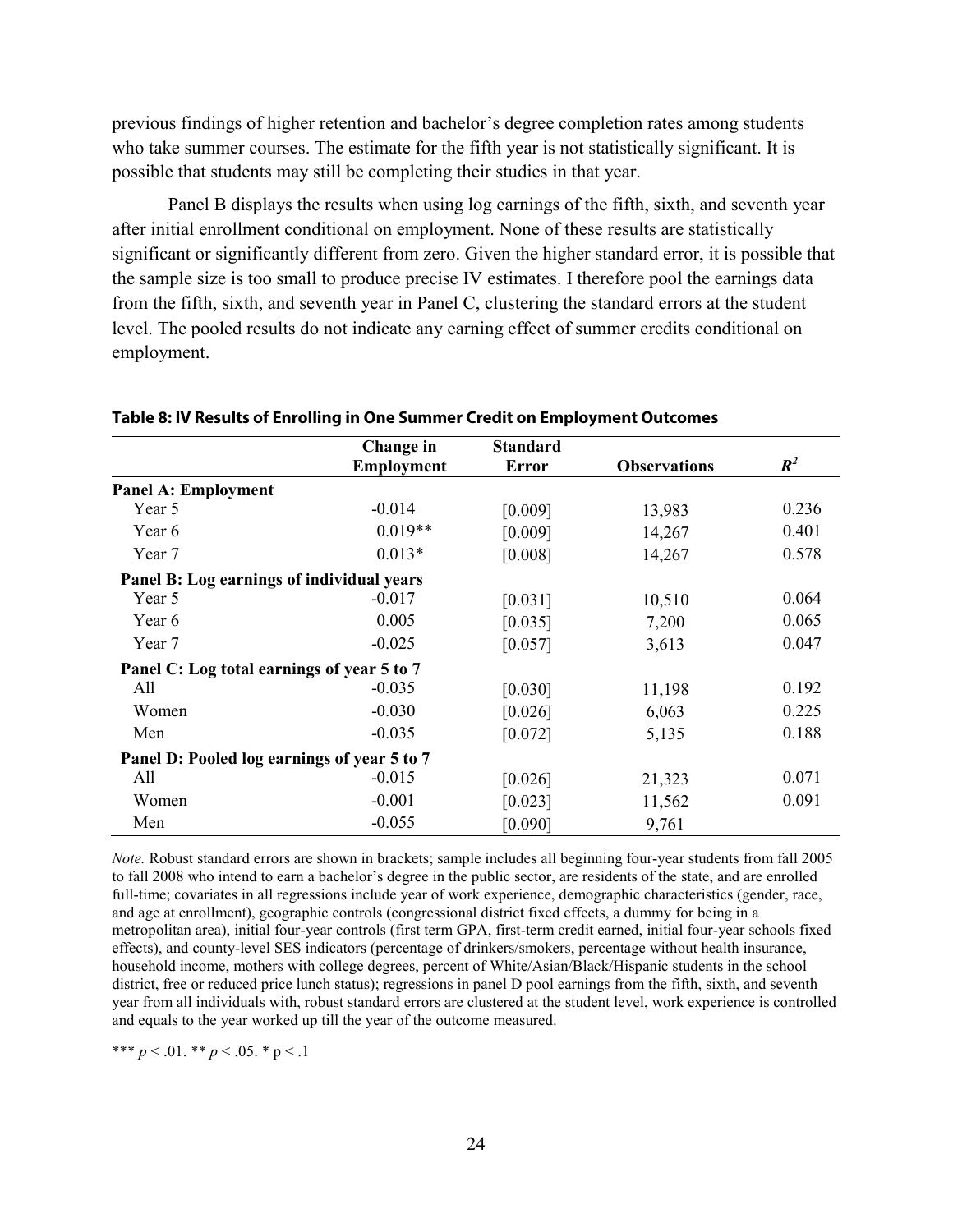previous findings of higher retention and bachelor's degree completion rates among students who take summer courses. The estimate for the fifth year is not statistically significant. It is possible that students may still be completing their studies in that year.

Panel B displays the results when using log earnings of the fifth, sixth, and seventh year after initial enrollment conditional on employment. None of these results are statistically significant or significantly different from zero. Given the higher standard error, it is possible that the sample size is too small to produce precise IV estimates. I therefore pool the earnings data from the fifth, sixth, and seventh year in Panel C, clustering the standard errors at the student level. The pooled results do not indicate any earning effect of summer credits conditional on employment.

**Table 8: IV Results of Enrolling in One Summer Credit on Employment Outcomes**

| | Change in Employment | Standard Error | Observations | $R^2$ |
|---|---|---|---|---|
| **Panel A: Employment** | | | | |
| Year 5 | -0.014 | [0.009] | 13,983 | 0.236 |
| Year 6 | 0.019** | [0.009] | 14,267 | 0.401 |
| Year 7 | 0.013* | [0.008] | 14,267 | 0.578 |
| **Panel B: Log earnings of individual years** | | | | |
| Year 5 | -0.017 | [0.031] | 10,510 | 0.064 |
| Year 6 | 0.005 | [0.035] | 7,200 | 0.065 |
| Year 7 | -0.025 | [0.057] | 3,613 | 0.047 |
| **Panel C: Log total earnings of year 5 to 7** | | | | |
| All | -0.035 | [0.030] | 11,198 | 0.192 |
| Women | -0.030 | [0.026] | 6,063 | 0.225 |
| Men | -0.035 | [0.072] | 5,135 | 0.188 |
| **Panel D: Pooled log earnings of year 5 to 7** | | | | |
| All | -0.015 | [0.026] | 21,323 | 0.071 |
| Women | -0.001 | [0.023] | 11,562 | 0.091 |
| Men | -0.055 | [0.090] | 9,761 | |

*Note.* Robust standard errors are shown in brackets; sample includes all beginning four-year students from fall 2005 to fall 2008 who intend to earn a bachelor's degree in the public sector, are residents of the state, and are enrolled full-time; covariates in all regressions include year of work experience, demographic characteristics (gender, race, and age at enrollment), geographic controls (congressional district fixed effects, a dummy for being in a metropolitan area), initial four-year controls (first term GPA, first-term credit earned, initial four-year schools fixed effects), and county-level SES indicators (percentage of drinkers/smokers, percentage without health insurance, household income, mothers with college degrees, percent of White/Asian/Black/Hispanic students in the school district, free or reduced price lunch status); regressions in panel D pool earnings from the fifth, sixth, and seventh year from all individuals with, robust standard errors are clustered at the student level, work experience is controlled and equals to the year worked up till the year of the outcome measured.

*** $p < .01$. ** $p < .05$. * $p < .1$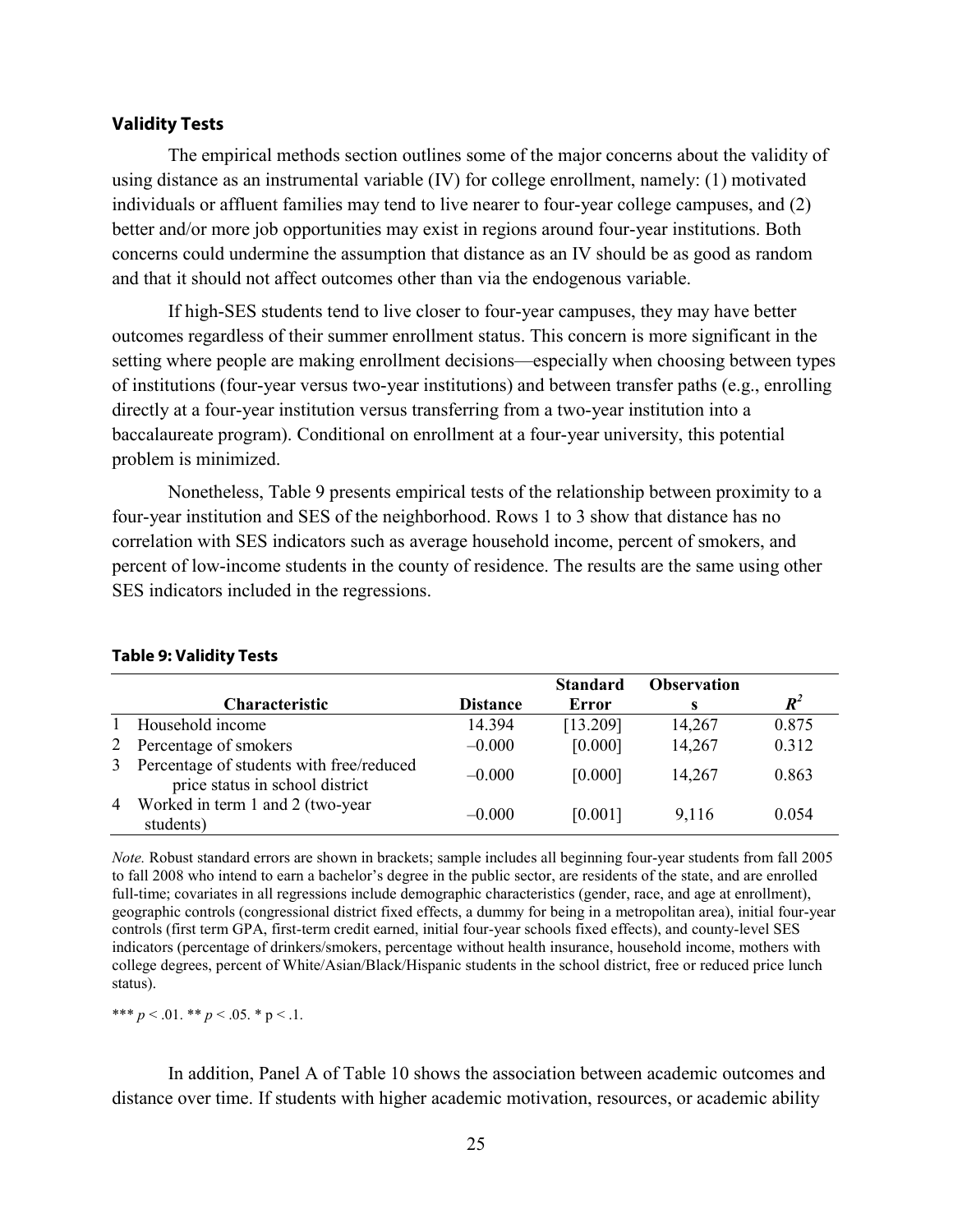### Validity Tests

The empirical methods section outlines some of the major concerns about the validity of using distance as an instrumental variable (IV) for college enrollment, namely: (1) motivated individuals or affluent families may tend to live nearer to four-year college campuses, and (2) better and/or more job opportunities may exist in regions around four-year institutions. Both concerns could undermine the assumption that distance as an IV should be as good as random and that it should not affect outcomes other than via the endogenous variable.

If high-SES students tend to live closer to four-year campuses, they may have better outcomes regardless of their summer enrollment status. This concern is more significant in the setting where people are making enrollment decisions—especially when choosing between types of institutions (four-year versus two-year institutions) and between transfer paths (e.g., enrolling directly at a four-year institution versus transferring from a two-year institution into a baccalaureate program). Conditional on enrollment at a four-year university, this potential problem is minimized.

Nonetheless, Table 9 presents empirical tests of the relationship between proximity to a four-year institution and SES of the neighborhood. Rows 1 to 3 show that distance has no correlation with SES indicators such as average household income, percent of smokers, and percent of low-income students in the county of residence. The results are the same using other SES indicators included in the regressions.

**Table 9: Validity Tests**

| | Characteristic | Distance | Standard Error | Observations | $R^2$ |
|---|---|---|---|---|---|
| 1 | Household income | 14.394 | [13.209] | 14,267 | 0.875 |
| 2 | Percentage of smokers | –0.000 | [0.000] | 14,267 | 0.312 |
| 3 | Percentage of students with free/reduced price status in school district | –0.000 | [0.000] | 14,267 | 0.863 |
| 4 | Worked in term 1 and 2 (two-year students) | –0.000 | [0.001] | 9,116 | 0.054 |

*Note.* Robust standard errors are shown in brackets; sample includes all beginning four-year students from fall 2005 to fall 2008 who intend to earn a bachelor's degree in the public sector, are residents of the state, and are enrolled full-time; covariates in all regressions include demographic characteristics (gender, race, and age at enrollment), geographic controls (congressional district fixed effects, a dummy for being in a metropolitan area), initial four-year controls (first term GPA, first-term credit earned, initial four-year schools fixed effects), and county-level SES indicators (percentage of drinkers/smokers, percentage without health insurance, household income, mothers with college degrees, percent of White/Asian/Black/Hispanic students in the school district, free or reduced price lunch status).

*** $p < .01$. ** $p < .05$. * $p < .1$.

In addition, Panel A of Table 10 shows the association between academic outcomes and distance over time. If students with higher academic motivation, resources, or academic ability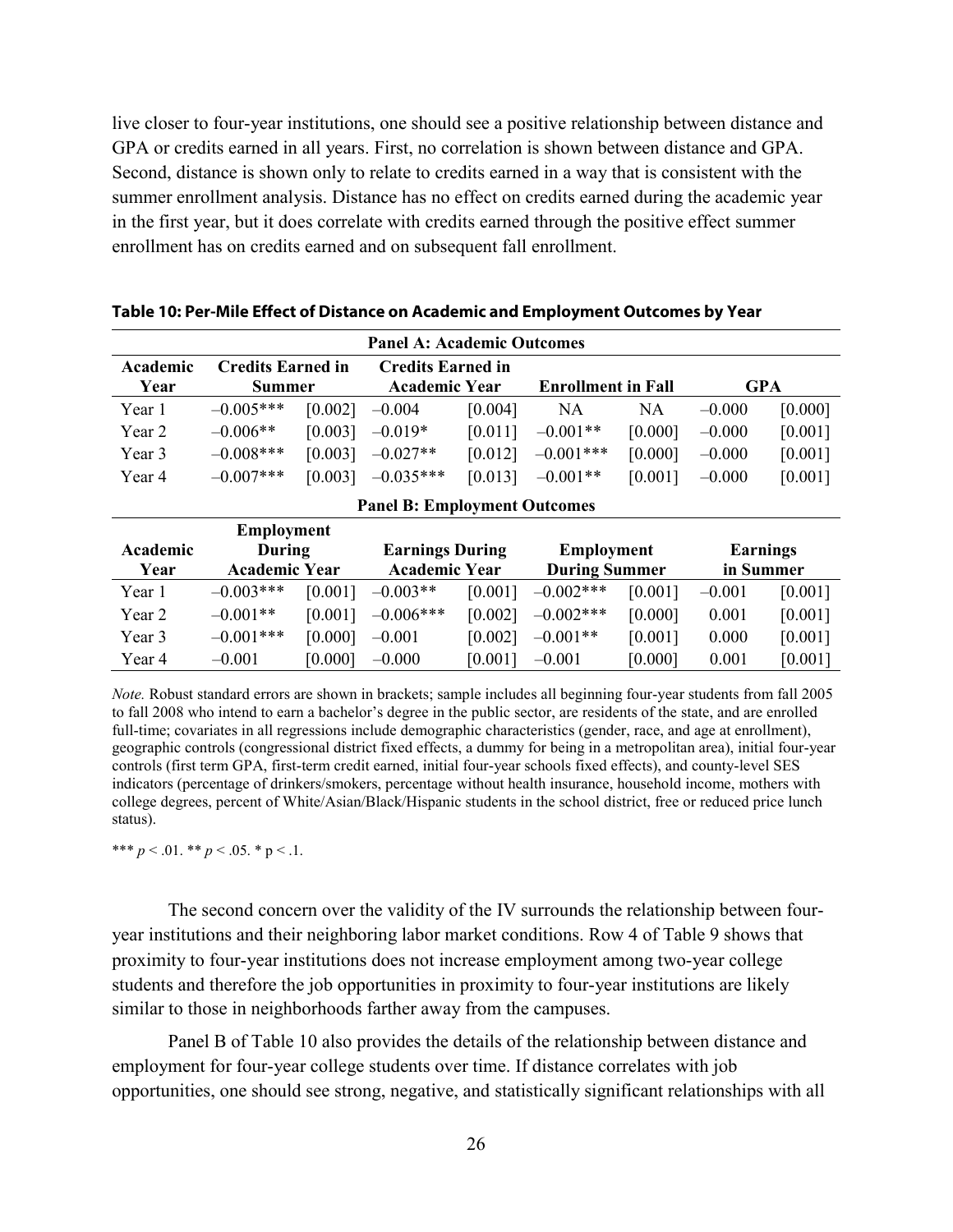live closer to four-year institutions, one should see a positive relationship between distance and GPA or credits earned in all years. First, no correlation is shown between distance and GPA. Second, distance is shown only to relate to credits earned in a way that is consistent with the summer enrollment analysis. Distance has no effect on credits earned during the academic year in the first year, but it does correlate with credits earned through the positive effect summer enrollment has on credits earned and on subsequent fall enrollment.

**Table 10: Per-Mile Effect of Distance on Academic and Employment Outcomes by Year**

| **Panel A: Academic Outcomes** | | | | | | | | |
|---|---|---|---|---|---|---|---|---|
| **Academic Year** | **Credits Earned in Summer** | | **Credits Earned in Academic Year** | | **Enrollment in Fall** | | **GPA** | |
| Year 1 | –0.005*** | [0.002] | –0.004 | [0.004] | NA | NA | –0.000 | [0.000] |
| Year 2 | –0.006** | [0.003] | –0.019* | [0.011] | –0.001** | [0.000] | –0.000 | [0.001] |
| Year 3 | –0.008*** | [0.003] | –0.027** | [0.012] | –0.001*** | [0.000] | –0.000 | [0.001] |
| Year 4 | –0.007*** | [0.003] | –0.035*** | [0.013] | –0.001** | [0.001] | –0.000 | [0.001] |
| **Panel B: Employment Outcomes** | | | | | | | | |
| **Academic Year** | **Employment During Academic Year** | | **Earnings During Academic Year** | | **Employment During Summer** | | **Earnings in Summer** | |
| Year 1 | –0.003*** | [0.001] | –0.003** | [0.001] | –0.002*** | [0.001] | –0.001 | [0.001] |
| Year 2 | –0.001** | [0.001] | –0.006*** | [0.002] | –0.002*** | [0.000] | 0.001 | [0.001] |
| Year 3 | –0.001*** | [0.000] | –0.001 | [0.002] | –0.001** | [0.001] | 0.000 | [0.001] |
| Year 4 | –0.001 | [0.000] | –0.000 | [0.001] | –0.001 | [0.000] | 0.001 | [0.001] |

*Note.* Robust standard errors are shown in brackets; sample includes all beginning four-year students from fall 2005 to fall 2008 who intend to earn a bachelor's degree in the public sector, are residents of the state, and are enrolled full-time; covariates in all regressions include demographic characteristics (gender, race, and age at enrollment), geographic controls (congressional district fixed effects, a dummy for being in a metropolitan area), initial four-year controls (first term GPA, first-term credit earned, initial four-year schools fixed effects), and county-level SES indicators (percentage of drinkers/smokers, percentage without health insurance, household income, mothers with college degrees, percent of White/Asian/Black/Hispanic students in the school district, free or reduced price lunch status).

*** $p < .01$. ** $p < .05$. * $p < .1$.

The second concern over the validity of the IV surrounds the relationship between four-year institutions and their neighboring labor market conditions. Row 4 of Table 9 shows that proximity to four-year institutions does not increase employment among two-year college students and therefore the job opportunities in proximity to four-year institutions are likely similar to those in neighborhoods farther away from the campuses.

Panel B of Table 10 also provides the details of the relationship between distance and employment for four-year college students over time. If distance correlates with job opportunities, one should see strong, negative, and statistically significant relationships with all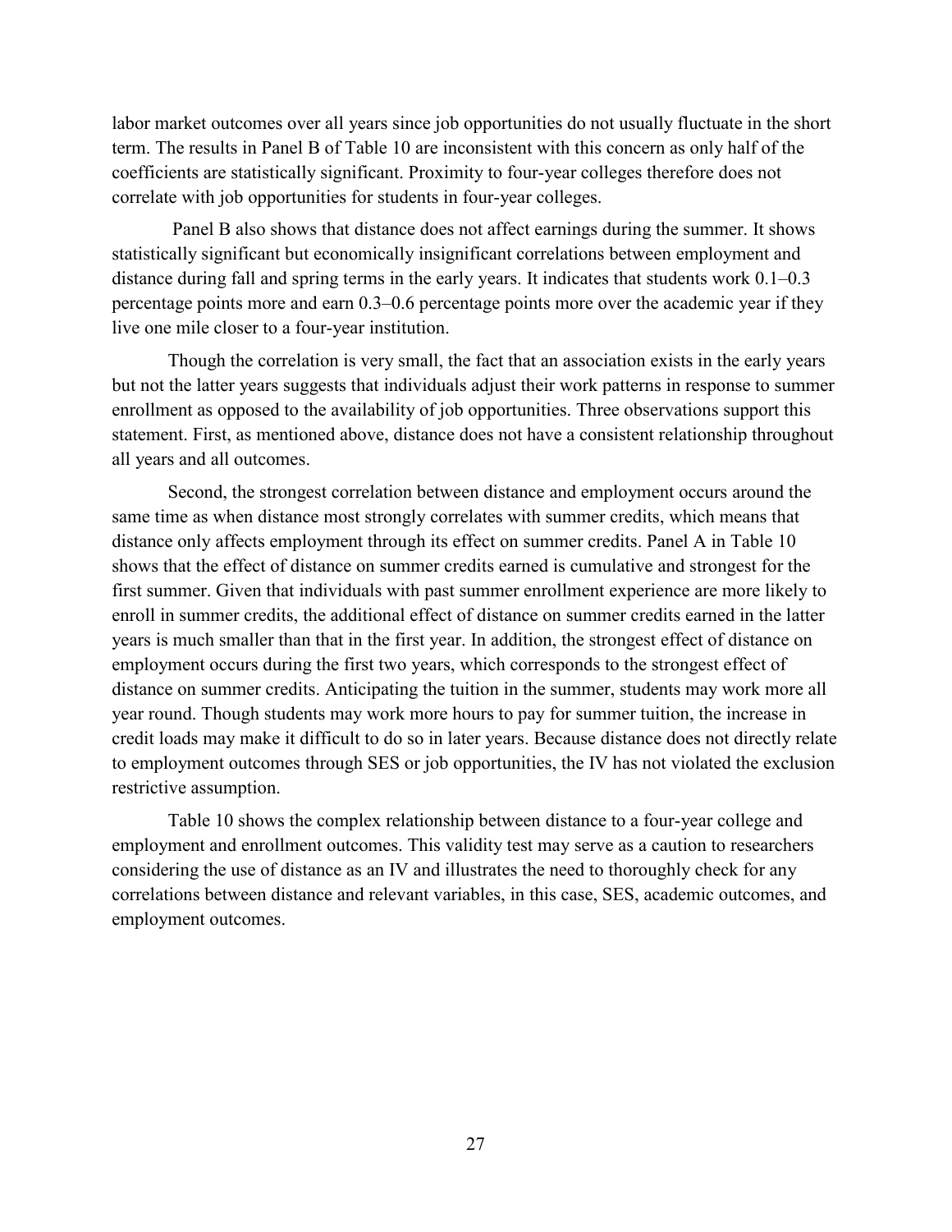labor market outcomes over all years since job opportunities do not usually fluctuate in the short term. The results in Panel B of Table 10 are inconsistent with this concern as only half of the coefficients are statistically significant. Proximity to four-year colleges therefore does not correlate with job opportunities for students in four-year colleges.

Panel B also shows that distance does not affect earnings during the summer. It shows statistically significant but economically insignificant correlations between employment and distance during fall and spring terms in the early years. It indicates that students work 0.1–0.3 percentage points more and earn 0.3–0.6 percentage points more over the academic year if they live one mile closer to a four-year institution.

Though the correlation is very small, the fact that an association exists in the early years but not the latter years suggests that individuals adjust their work patterns in response to summer enrollment as opposed to the availability of job opportunities. Three observations support this statement. First, as mentioned above, distance does not have a consistent relationship throughout all years and all outcomes.

Second, the strongest correlation between distance and employment occurs around the same time as when distance most strongly correlates with summer credits, which means that distance only affects employment through its effect on summer credits. Panel A in Table 10 shows that the effect of distance on summer credits earned is cumulative and strongest for the first summer. Given that individuals with past summer enrollment experience are more likely to enroll in summer credits, the additional effect of distance on summer credits earned in the latter years is much smaller than that in the first year. In addition, the strongest effect of distance on employment occurs during the first two years, which corresponds to the strongest effect of distance on summer credits. Anticipating the tuition in the summer, students may work more all year round. Though students may work more hours to pay for summer tuition, the increase in credit loads may make it difficult to do so in later years. Because distance does not directly relate to employment outcomes through SES or job opportunities, the IV has not violated the exclusion restrictive assumption.

Table 10 shows the complex relationship between distance to a four-year college and employment and enrollment outcomes. This validity test may serve as a caution to researchers considering the use of distance as an IV and illustrates the need to thoroughly check for any correlations between distance and relevant variables, in this case, SES, academic outcomes, and employment outcomes.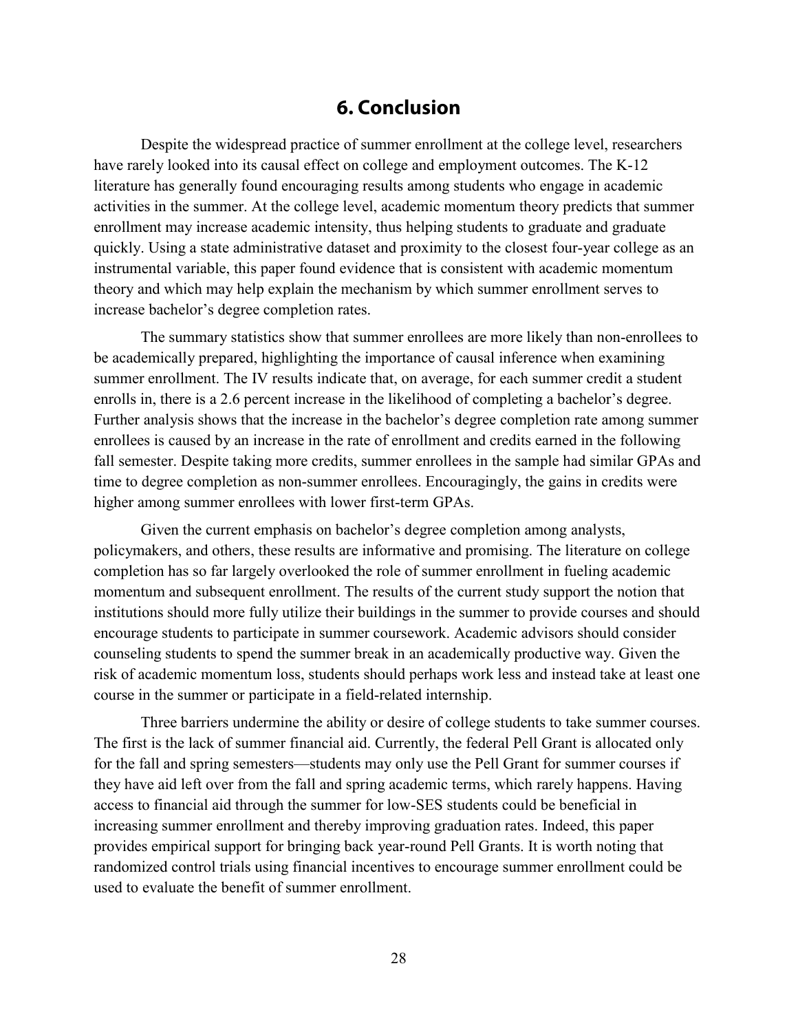## 6. Conclusion

Despite the widespread practice of summer enrollment at the college level, researchers have rarely looked into its causal effect on college and employment outcomes. The K-12 literature has generally found encouraging results among students who engage in academic activities in the summer. At the college level, academic momentum theory predicts that summer enrollment may increase academic intensity, thus helping students to graduate and graduate quickly. Using a state administrative dataset and proximity to the closest four-year college as an instrumental variable, this paper found evidence that is consistent with academic momentum theory and which may help explain the mechanism by which summer enrollment serves to increase bachelor's degree completion rates.

The summary statistics show that summer enrollees are more likely than non-enrollees to be academically prepared, highlighting the importance of causal inference when examining summer enrollment. The IV results indicate that, on average, for each summer credit a student enrolls in, there is a 2.6 percent increase in the likelihood of completing a bachelor's degree. Further analysis shows that the increase in the bachelor's degree completion rate among summer enrollees is caused by an increase in the rate of enrollment and credits earned in the following fall semester. Despite taking more credits, summer enrollees in the sample had similar GPAs and time to degree completion as non-summer enrollees. Encouragingly, the gains in credits were higher among summer enrollees with lower first-term GPAs.

Given the current emphasis on bachelor's degree completion among analysts, policymakers, and others, these results are informative and promising. The literature on college completion has so far largely overlooked the role of summer enrollment in fueling academic momentum and subsequent enrollment. The results of the current study support the notion that institutions should more fully utilize their buildings in the summer to provide courses and should encourage students to participate in summer coursework. Academic advisors should consider counseling students to spend the summer break in an academically productive way. Given the risk of academic momentum loss, students should perhaps work less and instead take at least one course in the summer or participate in a field-related internship.

Three barriers undermine the ability or desire of college students to take summer courses. The first is the lack of summer financial aid. Currently, the federal Pell Grant is allocated only for the fall and spring semesters—students may only use the Pell Grant for summer courses if they have aid left over from the fall and spring academic terms, which rarely happens. Having access to financial aid through the summer for low-SES students could be beneficial in increasing summer enrollment and thereby improving graduation rates. Indeed, this paper provides empirical support for bringing back year-round Pell Grants. It is worth noting that randomized control trials using financial incentives to encourage summer enrollment could be used to evaluate the benefit of summer enrollment.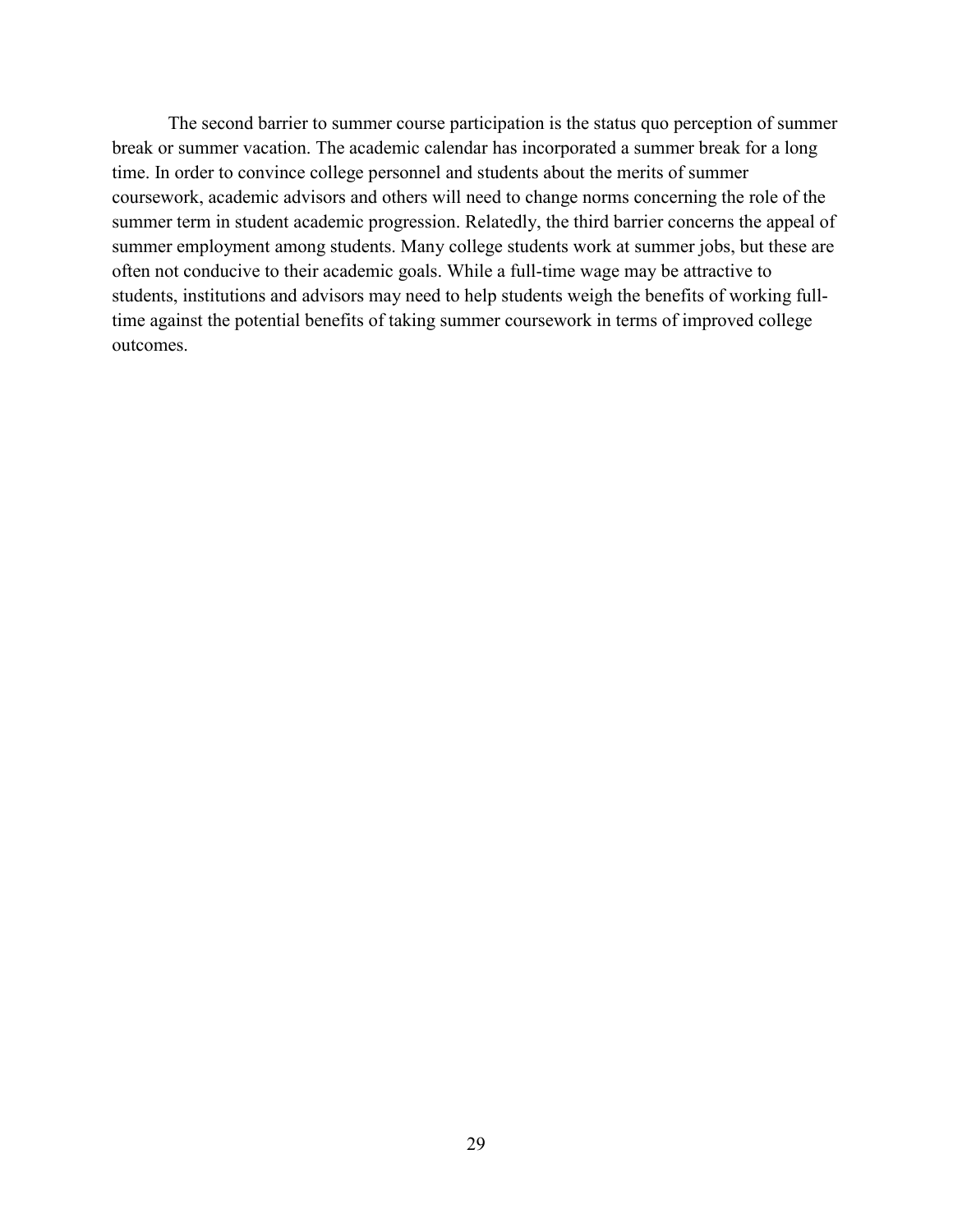The second barrier to summer course participation is the status quo perception of summer break or summer vacation. The academic calendar has incorporated a summer break for a long time. In order to convince college personnel and students about the merits of summer coursework, academic advisors and others will need to change norms concerning the role of the summer term in student academic progression. Relatedly, the third barrier concerns the appeal of summer employment among students. Many college students work at summer jobs, but these are often not conducive to their academic goals. While a full-time wage may be attractive to students, institutions and advisors may need to help students weigh the benefits of working full-time against the potential benefits of taking summer coursework in terms of improved college outcomes.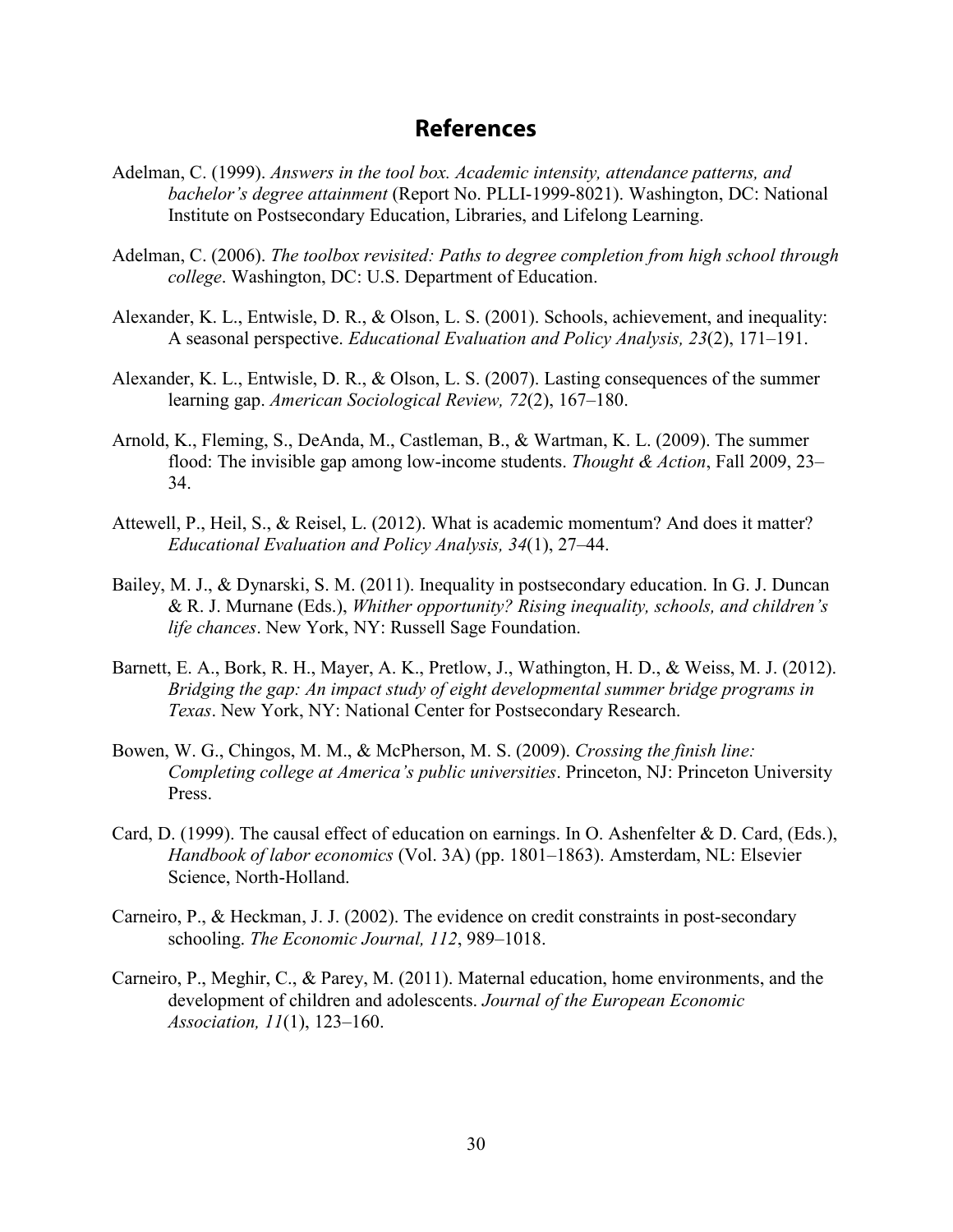# References

Adelman, C. (1999). *Answers in the tool box. Academic intensity, attendance patterns, and bachelor's degree attainment* (Report No. PLLI-1999-8021). Washington, DC: National Institute on Postsecondary Education, Libraries, and Lifelong Learning.

Adelman, C. (2006). *The toolbox revisited: Paths to degree completion from high school through college*. Washington, DC: U.S. Department of Education.

Alexander, K. L., Entwisle, D. R., & Olson, L. S. (2001). Schools, achievement, and inequality: A seasonal perspective. *Educational Evaluation and Policy Analysis, 23*(2), 171–191.

Alexander, K. L., Entwisle, D. R., & Olson, L. S. (2007). Lasting consequences of the summer learning gap. *American Sociological Review, 72*(2), 167–180.

Arnold, K., Fleming, S., DeAnda, M., Castleman, B., & Wartman, K. L. (2009). The summer flood: The invisible gap among low-income students. *Thought & Action*, Fall 2009, 23–34.

Attewell, P., Heil, S., & Reisel, L. (2012). What is academic momentum? And does it matter? *Educational Evaluation and Policy Analysis, 34*(1), 27–44.

Bailey, M. J., & Dynarski, S. M. (2011). Inequality in postsecondary education. In G. J. Duncan & R. J. Murnane (Eds.), *Whither opportunity? Rising inequality, schools, and children's life chances*. New York, NY: Russell Sage Foundation.

Barnett, E. A., Bork, R. H., Mayer, A. K., Pretlow, J., Wathington, H. D., & Weiss, M. J. (2012). *Bridging the gap: An impact study of eight developmental summer bridge programs in Texas*. New York, NY: National Center for Postsecondary Research.

Bowen, W. G., Chingos, M. M., & McPherson, M. S. (2009). *Crossing the finish line: Completing college at America's public universities*. Princeton, NJ: Princeton University Press.

Card, D. (1999). The causal effect of education on earnings. In O. Ashenfelter & D. Card, (Eds.), *Handbook of labor economics* (Vol. 3A) (pp. 1801–1863). Amsterdam, NL: Elsevier Science, North-Holland.

Carneiro, P., & Heckman, J. J. (2002). The evidence on credit constraints in post-secondary schooling. *The Economic Journal, 112*, 989–1018.

Carneiro, P., Meghir, C., & Parey, M. (2011). Maternal education, home environments, and the development of children and adolescents. *Journal of the European Economic Association, 11*(1), 123–160.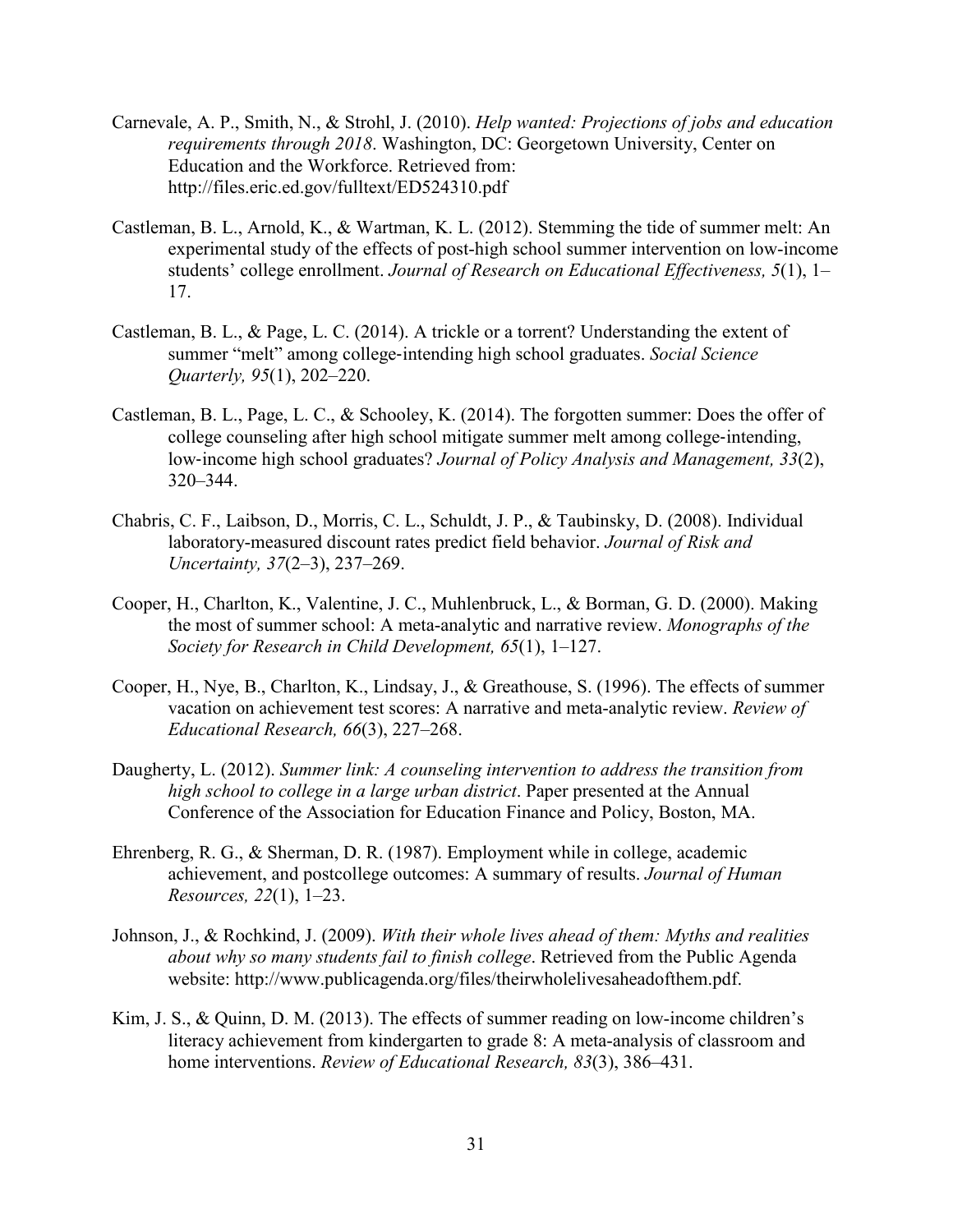Carnevale, A. P., Smith, N., & Strohl, J. (2010). *Help wanted: Projections of jobs and education requirements through 2018*. Washington, DC: Georgetown University, Center on Education and the Workforce. Retrieved from: http://files.eric.ed.gov/fulltext/ED524310.pdf

Castleman, B. L., Arnold, K., & Wartman, K. L. (2012). Stemming the tide of summer melt: An experimental study of the effects of post-high school summer intervention on low-income students' college enrollment. *Journal of Research on Educational Effectiveness, 5*(1), 1–17.

Castleman, B. L., & Page, L. C. (2014). A trickle or a torrent? Understanding the extent of summer "melt" among college-intending high school graduates. *Social Science Quarterly, 95*(1), 202–220.

Castleman, B. L., Page, L. C., & Schooley, K. (2014). The forgotten summer: Does the offer of college counseling after high school mitigate summer melt among college-intending, low-income high school graduates? *Journal of Policy Analysis and Management, 33*(2), 320–344.

Chabris, C. F., Laibson, D., Morris, C. L., Schuldt, J. P., & Taubinsky, D. (2008). Individual laboratory-measured discount rates predict field behavior. *Journal of Risk and Uncertainty, 37*(2–3), 237–269.

Cooper, H., Charlton, K., Valentine, J. C., Muhlenbruck, L., & Borman, G. D. (2000). Making the most of summer school: A meta-analytic and narrative review. *Monographs of the Society for Research in Child Development, 65*(1), 1–127.

Cooper, H., Nye, B., Charlton, K., Lindsay, J., & Greathouse, S. (1996). The effects of summer vacation on achievement test scores: A narrative and meta-analytic review. *Review of Educational Research, 66*(3), 227–268.

Daugherty, L. (2012). *Summer link: A counseling intervention to address the transition from high school to college in a large urban district*. Paper presented at the Annual Conference of the Association for Education Finance and Policy, Boston, MA.

Ehrenberg, R. G., & Sherman, D. R. (1987). Employment while in college, academic achievement, and postcollege outcomes: A summary of results. *Journal of Human Resources, 22*(1), 1–23.

Johnson, J., & Rochkind, J. (2009). *With their whole lives ahead of them: Myths and realities about why so many students fail to finish college*. Retrieved from the Public Agenda website: http://www.publicagenda.org/files/theirwholelivesaheadofthem.pdf.

Kim, J. S., & Quinn, D. M. (2013). The effects of summer reading on low-income children's literacy achievement from kindergarten to grade 8: A meta-analysis of classroom and home interventions. *Review of Educational Research, 83*(3), 386–431.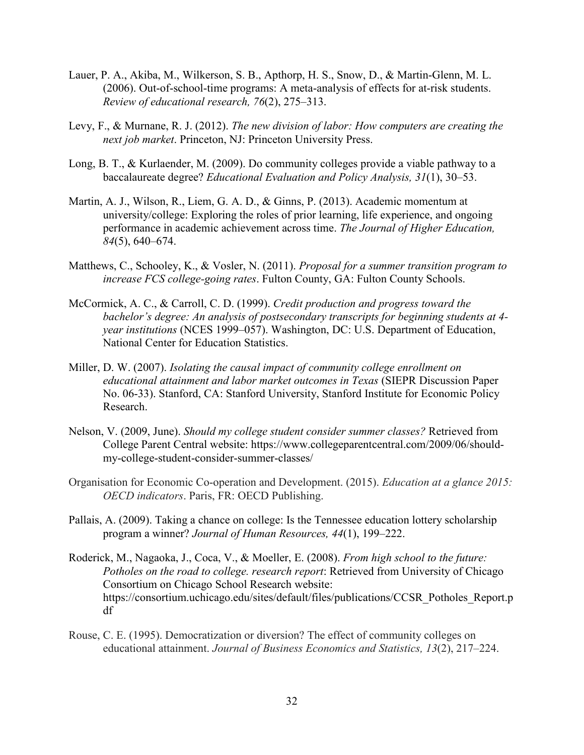Lauer, P. A., Akiba, M., Wilkerson, S. B., Apthorp, H. S., Snow, D., & Martin-Glenn, M. L. (2006). Out-of-school-time programs: A meta-analysis of effects for at-risk students. *Review of educational research, 76*(2), 275–313.

Levy, F., & Murnane, R. J. (2012). *The new division of labor: How computers are creating the next job market*. Princeton, NJ: Princeton University Press.

Long, B. T., & Kurlaender, M. (2009). Do community colleges provide a viable pathway to a baccalaureate degree? *Educational Evaluation and Policy Analysis, 31*(1), 30–53.

Martin, A. J., Wilson, R., Liem, G. A. D., & Ginns, P. (2013). Academic momentum at university/college: Exploring the roles of prior learning, life experience, and ongoing performance in academic achievement across time. *The Journal of Higher Education, 84*(5), 640–674.

Matthews, C., Schooley, K., & Vosler, N. (2011). *Proposal for a summer transition program to increase FCS college-going rates*. Fulton County, GA: Fulton County Schools.

McCormick, A. C., & Carroll, C. D. (1999). *Credit production and progress toward the bachelor's degree: An analysis of postsecondary transcripts for beginning students at 4-year institutions* (NCES 1999–057). Washington, DC: U.S. Department of Education, National Center for Education Statistics.

Miller, D. W. (2007). *Isolating the causal impact of community college enrollment on educational attainment and labor market outcomes in Texas* (SIEPR Discussion Paper No. 06-33). Stanford, CA: Stanford University, Stanford Institute for Economic Policy Research.

Nelson, V. (2009, June). *Should my college student consider summer classes?* Retrieved from College Parent Central website: https://www.collegeparentcentral.com/2009/06/should-my-college-student-consider-summer-classes/

Organisation for Economic Co-operation and Development. (2015). *Education at a glance 2015: OECD indicators*. Paris, FR: OECD Publishing.

Pallais, A. (2009). Taking a chance on college: Is the Tennessee education lottery scholarship program a winner? *Journal of Human Resources, 44*(1), 199–222.

Roderick, M., Nagaoka, J., Coca, V., & Moeller, E. (2008). *From high school to the future: Potholes on the road to college. research report*: Retrieved from University of Chicago Consortium on Chicago School Research website: https://consortium.uchicago.edu/sites/default/files/publications/CCSR_Potholes_Report.pdf

Rouse, C. E. (1995). Democratization or diversion? The effect of community colleges on educational attainment. *Journal of Business Economics and Statistics, 13*(2), 217–224.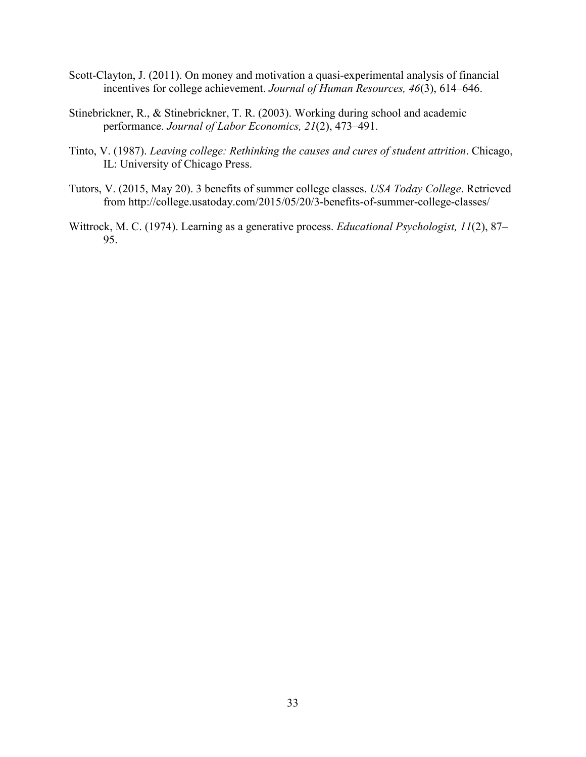Scott-Clayton, J. (2011). On money and motivation a quasi-experimental analysis of financial incentives for college achievement. *Journal of Human Resources, 46*(3), 614–646.

Stinebrickner, R., & Stinebrickner, T. R. (2003). Working during school and academic performance. *Journal of Labor Economics, 21*(2), 473–491.

Tinto, V. (1987). *Leaving college: Rethinking the causes and cures of student attrition*. Chicago, IL: University of Chicago Press.

Tutors, V. (2015, May 20). 3 benefits of summer college classes. *USA Today College*. Retrieved from http://college.usatoday.com/2015/05/20/3-benefits-of-summer-college-classes/

Wittrock, M. C. (1974). Learning as a generative process. *Educational Psychologist, 11*(2), 87–95.